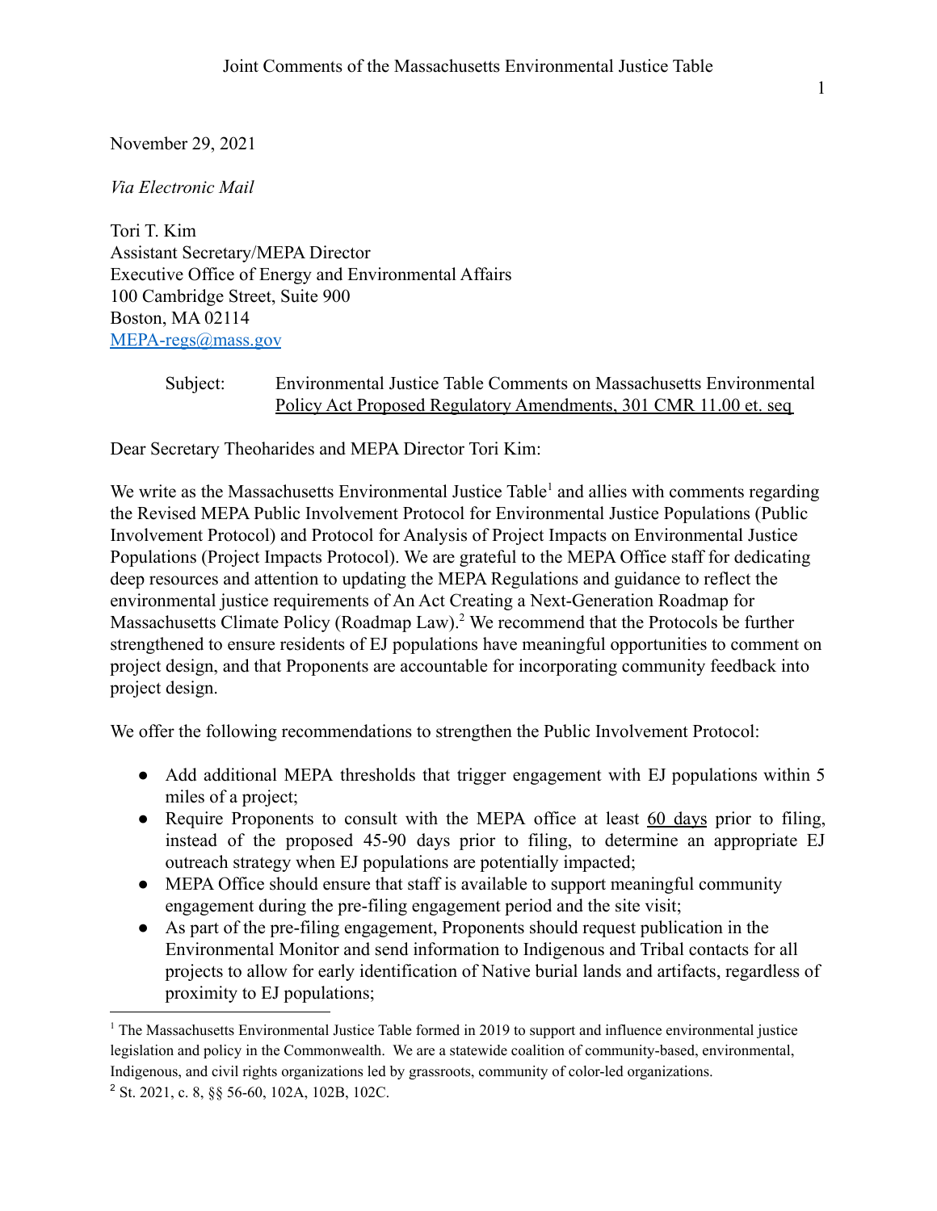November 29, 2021

*Via Electronic Mail*

Tori T. Kim
Assistant Secretary/MEPA Director
Executive Office of Energy and Environmental Affairs
100 Cambridge Street, Suite 900
Boston, MA 02114
[MEPA-regs@mass.gov](mailto:MEPA-regs@mass.gov)

Subject: Environmental Justice Table Comments on Massachusetts Environmental Policy Act Proposed Regulatory Amendments, 301 CMR 11.00 et. seq

Dear Secretary Theoharides and MEPA Director Tori Kim:

We write as the Massachusetts Environmental Justice Table[1] and allies with comments regarding the Revised MEPA Public Involvement Protocol for Environmental Justice Populations (Public Involvement Protocol) and Protocol for Analysis of Project Impacts on Environmental Justice Populations (Project Impacts Protocol). We are grateful to the MEPA Office staff for dedicating deep resources and attention to updating the MEPA Regulations and guidance to reflect the environmental justice requirements of An Act Creating a Next-Generation Roadmap for Massachusetts Climate Policy (Roadmap Law).[2] We recommend that the Protocols be further strengthened to ensure residents of EJ populations have meaningful opportunities to comment on project design, and that Proponents are accountable for incorporating community feedback into project design.

We offer the following recommendations to strengthen the Public Involvement Protocol:

- Add additional MEPA thresholds that trigger engagement with EJ populations within 5 miles of a project;
- Require Proponents to consult with the MEPA office at least 60 days prior to filing, instead of the proposed 45-90 days prior to filing, to determine an appropriate EJ outreach strategy when EJ populations are potentially impacted;
- MEPA Office should ensure that staff is available to support meaningful community engagement during the pre-filing engagement period and the site visit;
- As part of the pre-filing engagement, Proponents should request publication in the Environmental Monitor and send information to Indigenous and Tribal contacts for all projects to allow for early identification of Native burial lands and artifacts, regardless of proximity to EJ populations;

[1] The Massachusetts Environmental Justice Table formed in 2019 to support and influence environmental justice legislation and policy in the Commonwealth. We are a statewide coalition of community-based, environmental, Indigenous, and civil rights organizations led by grassroots, community of color-led organizations.

[2] St. 2021, c. 8, §§ 56-60, 102A, 102B, 102C.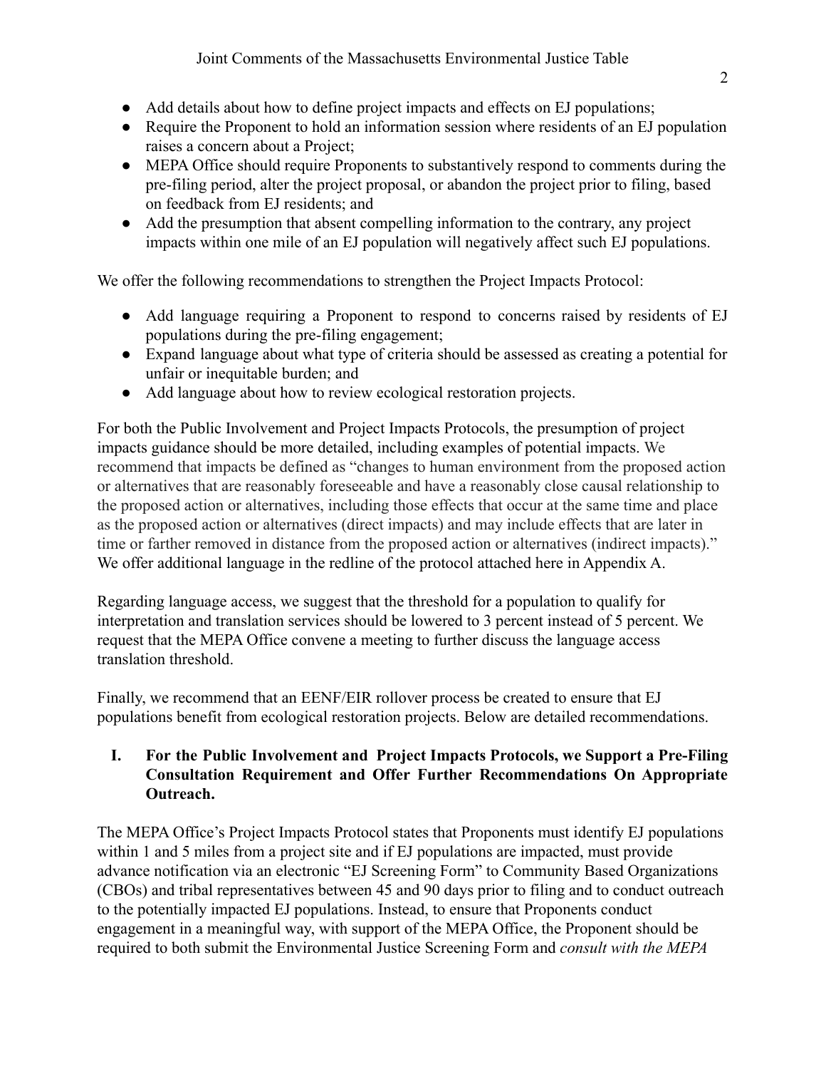- Add details about how to define project impacts and effects on EJ populations;
- Require the Proponent to hold an information session where residents of an EJ population raises a concern about a Project;
- MEPA Office should require Proponents to substantively respond to comments during the pre-filing period, alter the project proposal, or abandon the project prior to filing, based on feedback from EJ residents; and
- Add the presumption that absent compelling information to the contrary, any project impacts within one mile of an EJ population will negatively affect such EJ populations.

We offer the following recommendations to strengthen the Project Impacts Protocol:

- Add language requiring a Proponent to respond to concerns raised by residents of EJ populations during the pre-filing engagement;
- Expand language about what type of criteria should be assessed as creating a potential for unfair or inequitable burden; and
- Add language about how to review ecological restoration projects.

For both the Public Involvement and Project Impacts Protocols, the presumption of project impacts guidance should be more detailed, including examples of potential impacts. We recommend that impacts be defined as "changes to human environment from the proposed action or alternatives that are reasonably foreseeable and have a reasonably close causal relationship to the proposed action or alternatives, including those effects that occur at the same time and place as the proposed action or alternatives (direct impacts) and may include effects that are later in time or farther removed in distance from the proposed action or alternatives (indirect impacts)." We offer additional language in the redline of the protocol attached here in Appendix A.

Regarding language access, we suggest that the threshold for a population to qualify for interpretation and translation services should be lowered to 3 percent instead of 5 percent. We request that the MEPA Office convene a meeting to further discuss the language access translation threshold.

Finally, we recommend that an EENF/EIR rollover process be created to ensure that EJ populations benefit from ecological restoration projects. Below are detailed recommendations.

## I. For the Public Involvement and Project Impacts Protocols, we Support a Pre-Filing Consultation Requirement and Offer Further Recommendations On Appropriate Outreach.

The MEPA Office's Project Impacts Protocol states that Proponents must identify EJ populations within 1 and 5 miles from a project site and if EJ populations are impacted, must provide advance notification via an electronic "EJ Screening Form" to Community Based Organizations (CBOs) and tribal representatives between 45 and 90 days prior to filing and to conduct outreach to the potentially impacted EJ populations. Instead, to ensure that Proponents conduct engagement in a meaningful way, with support of the MEPA Office, the Proponent should be required to both submit the Environmental Justice Screening Form and *consult with the MEPA*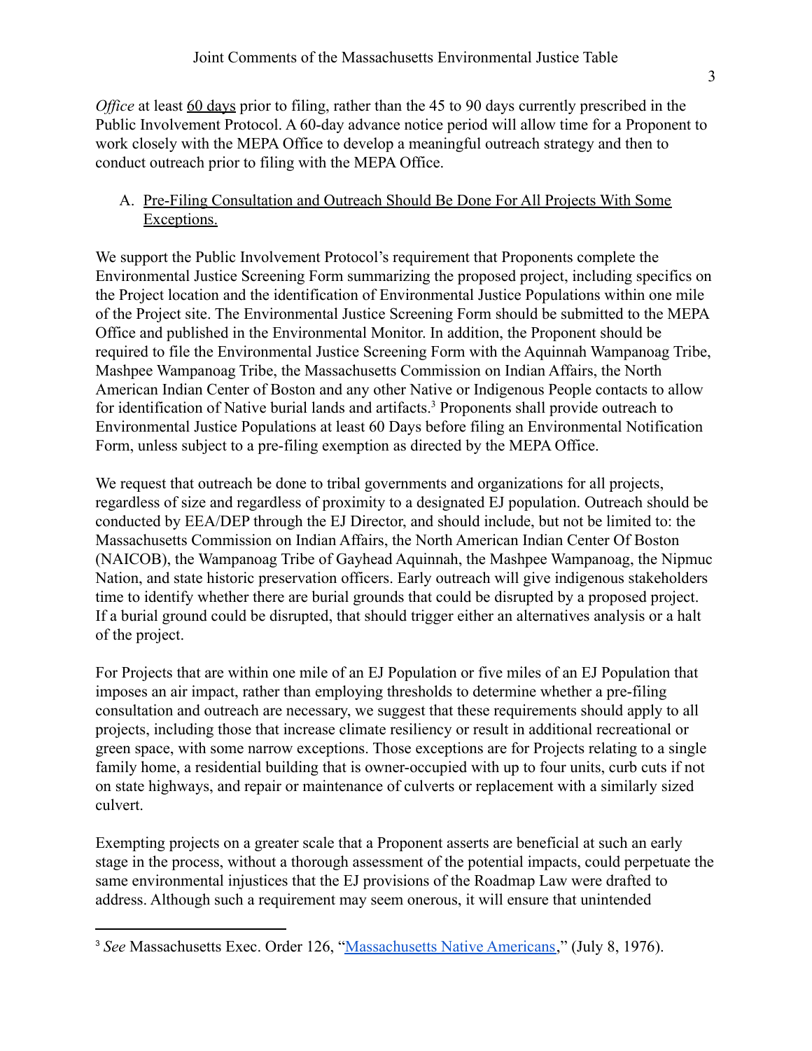*Office* at least 60 days prior to filing, rather than the 45 to 90 days currently prescribed in the Public Involvement Protocol. A 60-day advance notice period will allow time for a Proponent to work closely with the MEPA Office to develop a meaningful outreach strategy and then to conduct outreach prior to filing with the MEPA Office.

A. Pre-Filing Consultation and Outreach Should Be Done For All Projects With Some Exceptions.

We support the Public Involvement Protocol's requirement that Proponents complete the Environmental Justice Screening Form summarizing the proposed project, including specifics on the Project location and the identification of Environmental Justice Populations within one mile of the Project site. The Environmental Justice Screening Form should be submitted to the MEPA Office and published in the Environmental Monitor. In addition, the Proponent should be required to file the Environmental Justice Screening Form with the Aquinnah Wampanoag Tribe, Mashpee Wampanoag Tribe, the Massachusetts Commission on Indian Affairs, the North American Indian Center of Boston and any other Native or Indigenous People contacts to allow for identification of Native burial lands and artifacts.[3] Proponents shall provide outreach to Environmental Justice Populations at least 60 Days before filing an Environmental Notification Form, unless subject to a pre-filing exemption as directed by the MEPA Office.

We request that outreach be done to tribal governments and organizations for all projects, regardless of size and regardless of proximity to a designated EJ population. Outreach should be conducted by EEA/DEP through the EJ Director, and should include, but not be limited to: the Massachusetts Commission on Indian Affairs, the North American Indian Center Of Boston (NAICOB), the Wampanoag Tribe of Gayhead Aquinnah, the Mashpee Wampanoag, the Nipmuc Nation, and state historic preservation officers. Early outreach will give indigenous stakeholders time to identify whether there are burial grounds that could be disrupted by a proposed project. If a burial ground could be disrupted, that should trigger either an alternatives analysis or a halt of the project.

For Projects that are within one mile of an EJ Population or five miles of an EJ Population that imposes an air impact, rather than employing thresholds to determine whether a pre-filing consultation and outreach are necessary, we suggest that these requirements should apply to all projects, including those that increase climate resiliency or result in additional recreational or green space, with some narrow exceptions. Those exceptions are for Projects relating to a single family home, a residential building that is owner-occupied with up to four units, curb cuts if not on state highways, and repair or maintenance of culverts or replacement with a similarly sized culvert.

Exempting projects on a greater scale that a Proponent asserts are beneficial at such an early stage in the process, without a thorough assessment of the potential impacts, could perpetuate the same environmental injustices that the EJ provisions of the Roadmap Law were drafted to address. Although such a requirement may seem onerous, it will ensure that unintended

---

[3] *See* Massachusetts Exec. Order 126, "Massachusetts Native Americans," (July 8, 1976).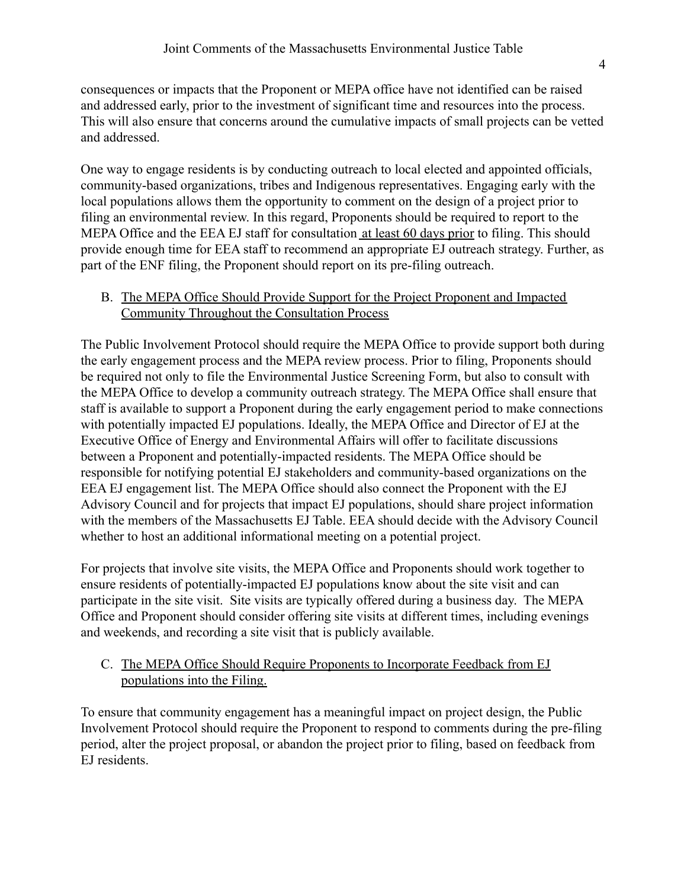consequences or impacts that the Proponent or MEPA office have not identified can be raised and addressed early, prior to the investment of significant time and resources into the process. This will also ensure that concerns around the cumulative impacts of small projects can be vetted and addressed.

One way to engage residents is by conducting outreach to local elected and appointed officials, community-based organizations, tribes and Indigenous representatives. Engaging early with the local populations allows them the opportunity to comment on the design of a project prior to filing an environmental review. In this regard, Proponents should be required to report to the MEPA Office and the EEA EJ staff for consultation at least 60 days prior to filing. This should provide enough time for EEA staff to recommend an appropriate EJ outreach strategy. Further, as part of the ENF filing, the Proponent should report on its pre-filing outreach.

B. The MEPA Office Should Provide Support for the Project Proponent and Impacted Community Throughout the Consultation Process

The Public Involvement Protocol should require the MEPA Office to provide support both during the early engagement process and the MEPA review process. Prior to filing, Proponents should be required not only to file the Environmental Justice Screening Form, but also to consult with the MEPA Office to develop a community outreach strategy. The MEPA Office shall ensure that staff is available to support a Proponent during the early engagement period to make connections with potentially impacted EJ populations. Ideally, the MEPA Office and Director of EJ at the Executive Office of Energy and Environmental Affairs will offer to facilitate discussions between a Proponent and potentially-impacted residents. The MEPA Office should be responsible for notifying potential EJ stakeholders and community-based organizations on the EEA EJ engagement list. The MEPA Office should also connect the Proponent with the EJ Advisory Council and for projects that impact EJ populations, should share project information with the members of the Massachusetts EJ Table. EEA should decide with the Advisory Council whether to host an additional informational meeting on a potential project.

For projects that involve site visits, the MEPA Office and Proponents should work together to ensure residents of potentially-impacted EJ populations know about the site visit and can participate in the site visit. Site visits are typically offered during a business day. The MEPA Office and Proponent should consider offering site visits at different times, including evenings and weekends, and recording a site visit that is publicly available.

C. The MEPA Office Should Require Proponents to Incorporate Feedback from EJ populations into the Filing.

To ensure that community engagement has a meaningful impact on project design, the Public Involvement Protocol should require the Proponent to respond to comments during the pre-filing period, alter the project proposal, or abandon the project prior to filing, based on feedback from EJ residents.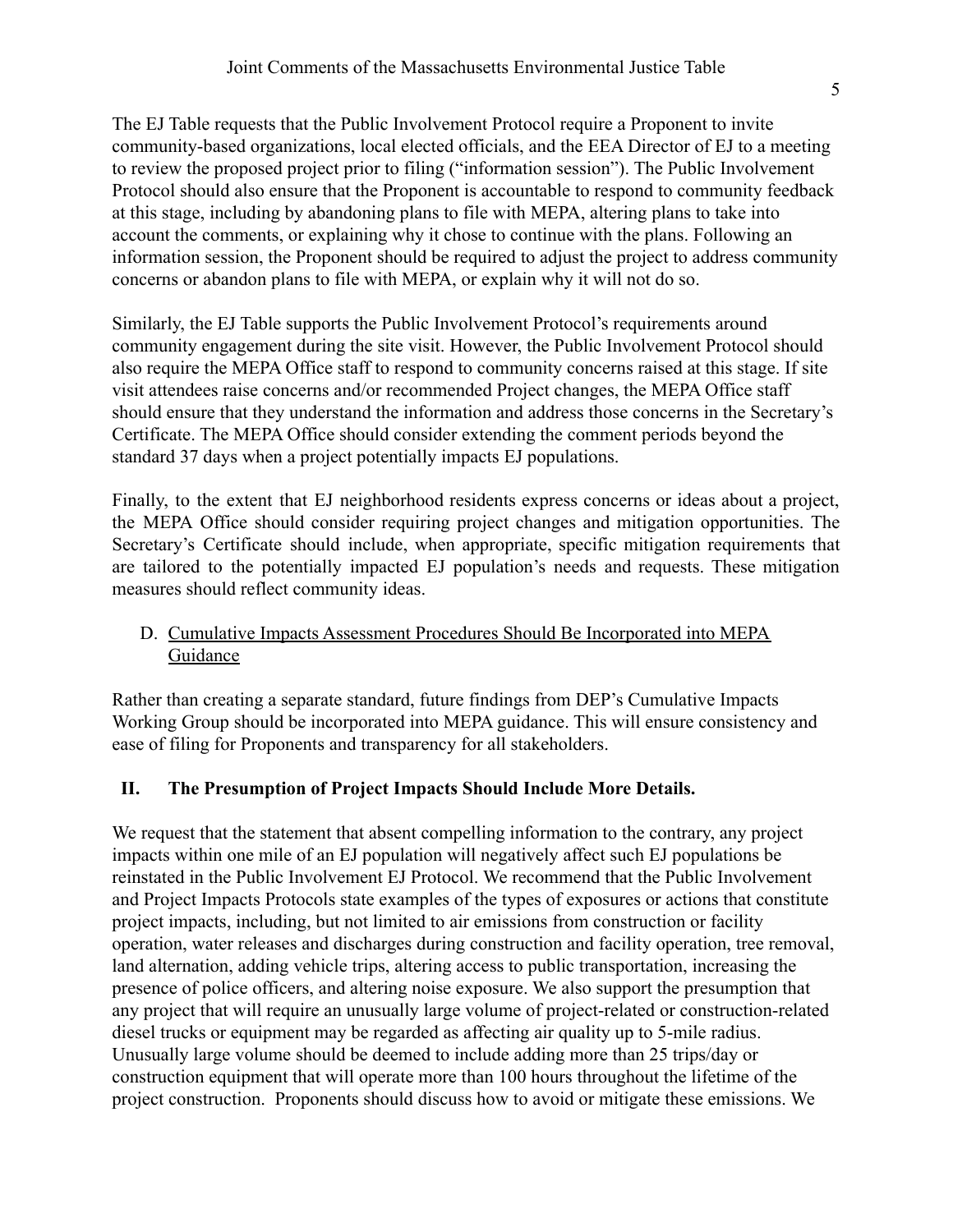The EJ Table requests that the Public Involvement Protocol require a Proponent to invite community-based organizations, local elected officials, and the EEA Director of EJ to a meeting to review the proposed project prior to filing ("information session"). The Public Involvement Protocol should also ensure that the Proponent is accountable to respond to community feedback at this stage, including by abandoning plans to file with MEPA, altering plans to take into account the comments, or explaining why it chose to continue with the plans. Following an information session, the Proponent should be required to adjust the project to address community concerns or abandon plans to file with MEPA, or explain why it will not do so.

Similarly, the EJ Table supports the Public Involvement Protocol's requirements around community engagement during the site visit. However, the Public Involvement Protocol should also require the MEPA Office staff to respond to community concerns raised at this stage. If site visit attendees raise concerns and/or recommended Project changes, the MEPA Office staff should ensure that they understand the information and address those concerns in the Secretary's Certificate. The MEPA Office should consider extending the comment periods beyond the standard 37 days when a project potentially impacts EJ populations.

Finally, to the extent that EJ neighborhood residents express concerns or ideas about a project, the MEPA Office should consider requiring project changes and mitigation opportunities. The Secretary's Certificate should include, when appropriate, specific mitigation requirements that are tailored to the potentially impacted EJ population's needs and requests. These mitigation measures should reflect community ideas.

### D. Cumulative Impacts Assessment Procedures Should Be Incorporated into MEPA Guidance

Rather than creating a separate standard, future findings from DEP's Cumulative Impacts Working Group should be incorporated into MEPA guidance. This will ensure consistency and ease of filing for Proponents and transparency for all stakeholders.

## II. The Presumption of Project Impacts Should Include More Details.

We request that the statement that absent compelling information to the contrary, any project impacts within one mile of an EJ population will negatively affect such EJ populations be reinstated in the Public Involvement EJ Protocol. We recommend that the Public Involvement and Project Impacts Protocols state examples of the types of exposures or actions that constitute project impacts, including, but not limited to air emissions from construction or facility operation, water releases and discharges during construction and facility operation, tree removal, land alternation, adding vehicle trips, altering access to public transportation, increasing the presence of police officers, and altering noise exposure. We also support the presumption that any project that will require an unusually large volume of project-related or construction-related diesel trucks or equipment may be regarded as affecting air quality up to 5-mile radius. Unusually large volume should be deemed to include adding more than 25 trips/day or construction equipment that will operate more than 100 hours throughout the lifetime of the project construction. Proponents should discuss how to avoid or mitigate these emissions. We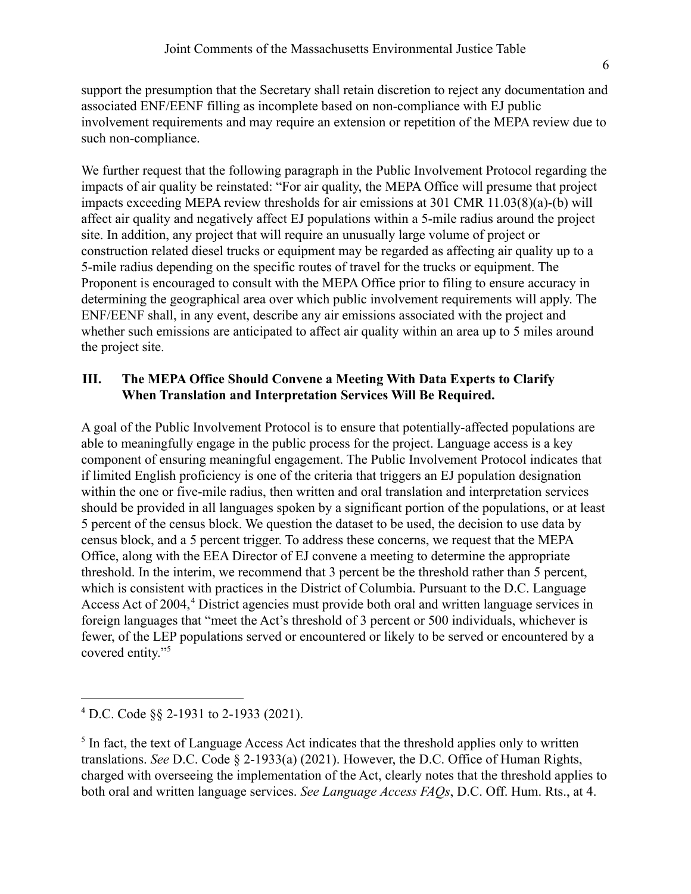support the presumption that the Secretary shall retain discretion to reject any documentation and associated ENF/EENF filling as incomplete based on non-compliance with EJ public involvement requirements and may require an extension or repetition of the MEPA review due to such non-compliance.

We further request that the following paragraph in the Public Involvement Protocol regarding the impacts of air quality be reinstated: "For air quality, the MEPA Office will presume that project impacts exceeding MEPA review thresholds for air emissions at 301 CMR 11.03(8)(a)-(b) will affect air quality and negatively affect EJ populations within a 5-mile radius around the project site. In addition, any project that will require an unusually large volume of project or construction related diesel trucks or equipment may be regarded as affecting air quality up to a 5-mile radius depending on the specific routes of travel for the trucks or equipment. The Proponent is encouraged to consult with the MEPA Office prior to filing to ensure accuracy in determining the geographical area over which public involvement requirements will apply. The ENF/EENF shall, in any event, describe any air emissions associated with the project and whether such emissions are anticipated to affect air quality within an area up to 5 miles around the project site.

## III. The MEPA Office Should Convene a Meeting With Data Experts to Clarify When Translation and Interpretation Services Will Be Required.

A goal of the Public Involvement Protocol is to ensure that potentially-affected populations are able to meaningfully engage in the public process for the project. Language access is a key component of ensuring meaningful engagement. The Public Involvement Protocol indicates that if limited English proficiency is one of the criteria that triggers an EJ population designation within the one or five-mile radius, then written and oral translation and interpretation services should be provided in all languages spoken by a significant portion of the populations, or at least 5 percent of the census block. We question the dataset to be used, the decision to use data by census block, and a 5 percent trigger. To address these concerns, we request that the MEPA Office, along with the EEA Director of EJ convene a meeting to determine the appropriate threshold. In the interim, we recommend that 3 percent be the threshold rather than 5 percent, which is consistent with practices in the District of Columbia. Pursuant to the D.C. Language Access Act of 2004,[4] District agencies must provide both oral and written language services in foreign languages that "meet the Act's threshold of 3 percent or 500 individuals, whichever is fewer, of the LEP populations served or encountered or likely to be served or encountered by a covered entity."[5]

---

[4] D.C. Code §§ 2-1931 to 2-1933 (2021).

[5] In fact, the text of Language Access Act indicates that the threshold applies only to written translations. *See* D.C. Code § 2-1933(a) (2021). However, the D.C. Office of Human Rights, charged with overseeing the implementation of the Act, clearly notes that the threshold applies to both oral and written language services. *See Language Access FAQs*, D.C. Off. Hum. Rts., at 4.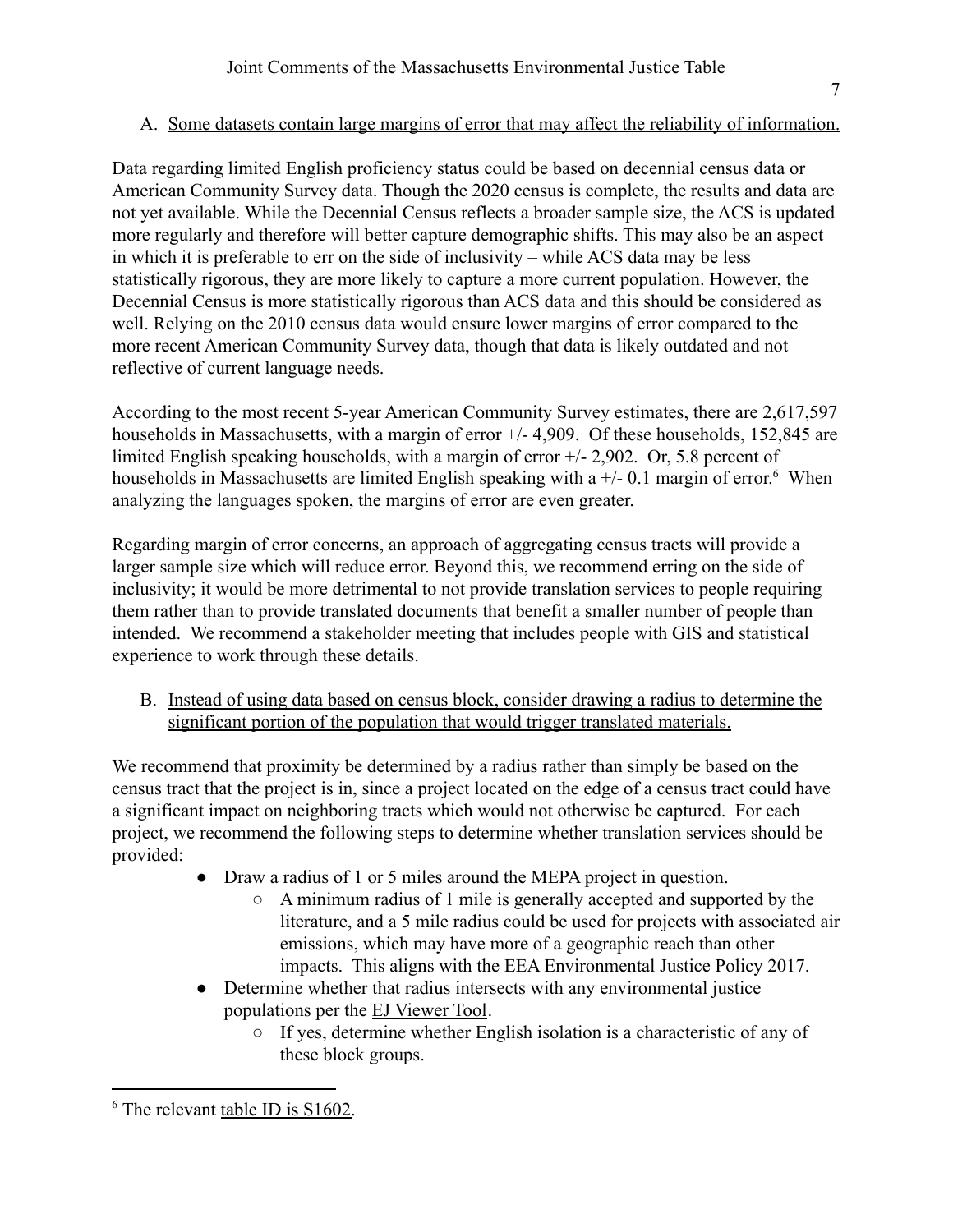A. Some datasets contain large margins of error that may affect the reliability of information.

Data regarding limited English proficiency status could be based on decennial census data or American Community Survey data. Though the 2020 census is complete, the results and data are not yet available. While the Decennial Census reflects a broader sample size, the ACS is updated more regularly and therefore will better capture demographic shifts. This may also be an aspect in which it is preferable to err on the side of inclusivity – while ACS data may be less statistically rigorous, they are more likely to capture a more current population. However, the Decennial Census is more statistically rigorous than ACS data and this should be considered as well. Relying on the 2010 census data would ensure lower margins of error compared to the more recent American Community Survey data, though that data is likely outdated and not reflective of current language needs.

According to the most recent 5-year American Community Survey estimates, there are 2,617,597 households in Massachusetts, with a margin of error +/- 4,909. Of these households, 152,845 are limited English speaking households, with a margin of error +/- 2,902. Or, 5.8 percent of households in Massachusetts are limited English speaking with a +/- 0.1 margin of error.[6] When analyzing the languages spoken, the margins of error are even greater.

Regarding margin of error concerns, an approach of aggregating census tracts will provide a larger sample size which will reduce error. Beyond this, we recommend erring on the side of inclusivity; it would be more detrimental to not provide translation services to people requiring them rather than to provide translated documents that benefit a smaller number of people than intended. We recommend a stakeholder meeting that includes people with GIS and statistical experience to work through these details.

B. Instead of using data based on census block, consider drawing a radius to determine the significant portion of the population that would trigger translated materials.

We recommend that proximity be determined by a radius rather than simply be based on the census tract that the project is in, since a project located on the edge of a census tract could have a significant impact on neighboring tracts which would not otherwise be captured. For each project, we recommend the following steps to determine whether translation services should be provided:

- Draw a radius of 1 or 5 miles around the MEPA project in question.
  - A minimum radius of 1 mile is generally accepted and supported by the literature, and a 5 mile radius could be used for projects with associated air emissions, which may have more of a geographic reach than other impacts. This aligns with the EEA Environmental Justice Policy 2017.
- Determine whether that radius intersects with any environmental justice populations per the EJ Viewer Tool.
  - If yes, determine whether English isolation is a characteristic of any of these block groups.

[6] The relevant table ID is S1602.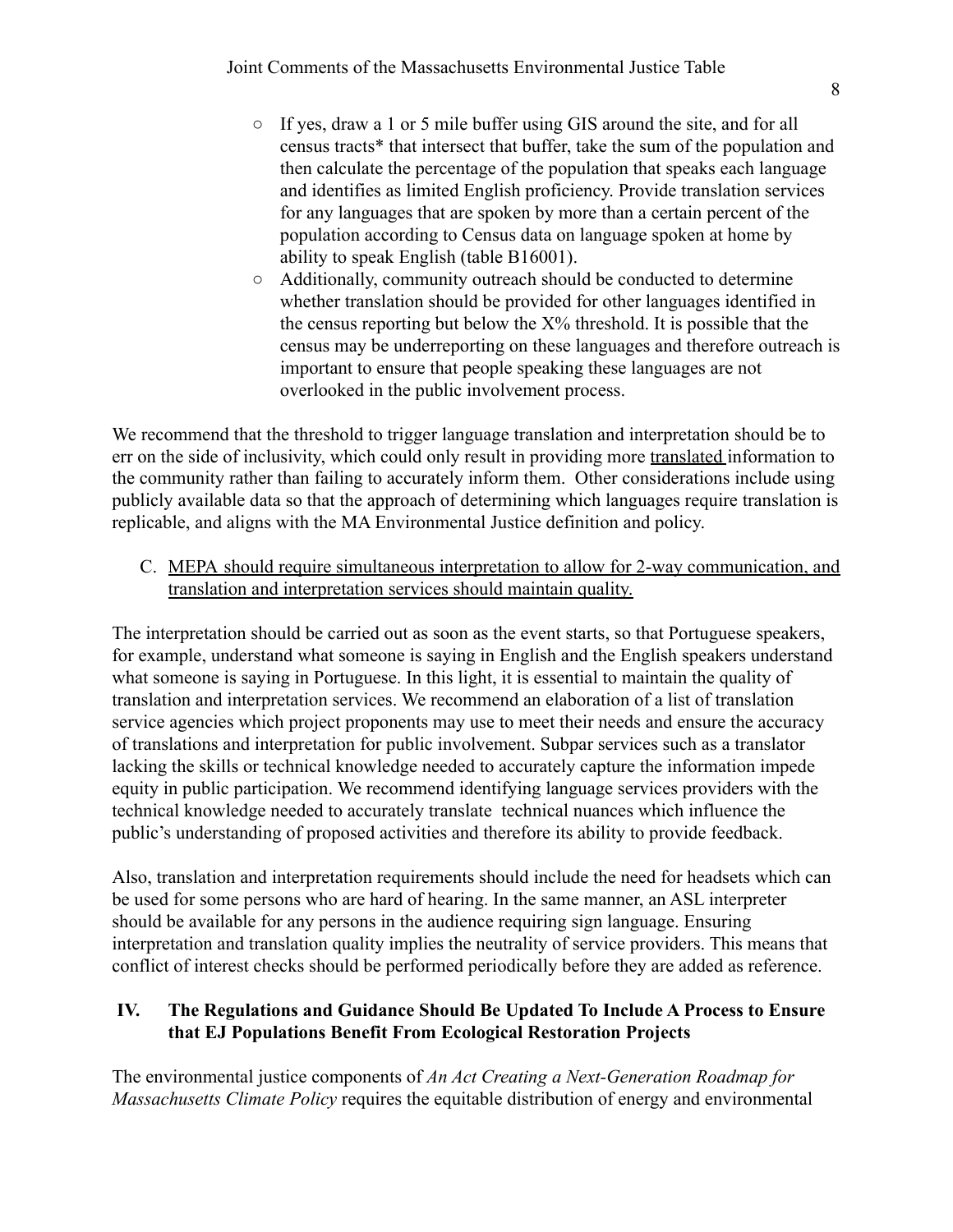- If yes, draw a 1 or 5 mile buffer using GIS around the site, and for all census tracts* that intersect that buffer, take the sum of the population and then calculate the percentage of the population that speaks each language and identifies as limited English proficiency. Provide translation services for any languages that are spoken by more than a certain percent of the population according to Census data on language spoken at home by ability to speak English (table B16001).
- Additionally, community outreach should be conducted to determine whether translation should be provided for other languages identified in the census reporting but below the X% threshold. It is possible that the census may be underreporting on these languages and therefore outreach is important to ensure that people speaking these languages are not overlooked in the public involvement process.

We recommend that the threshold to trigger language translation and interpretation should be to err on the side of inclusivity, which could only result in providing more translated information to the community rather than failing to accurately inform them. Other considerations include using publicly available data so that the approach of determining which languages require translation is replicable, and aligns with the MA Environmental Justice definition and policy.

C. MEPA should require simultaneous interpretation to allow for 2-way communication, and translation and interpretation services should maintain quality.

The interpretation should be carried out as soon as the event starts, so that Portuguese speakers, for example, understand what someone is saying in English and the English speakers understand what someone is saying in Portuguese. In this light, it is essential to maintain the quality of translation and interpretation services. We recommend an elaboration of a list of translation service agencies which project proponents may use to meet their needs and ensure the accuracy of translations and interpretation for public involvement. Subpar services such as a translator lacking the skills or technical knowledge needed to accurately capture the information impede equity in public participation. We recommend identifying language services providers with the technical knowledge needed to accurately translate technical nuances which influence the public's understanding of proposed activities and therefore its ability to provide feedback.

Also, translation and interpretation requirements should include the need for headsets which can be used for some persons who are hard of hearing. In the same manner, an ASL interpreter should be available for any persons in the audience requiring sign language. Ensuring interpretation and translation quality implies the neutrality of service providers. This means that conflict of interest checks should be performed periodically before they are added as reference.

## IV. The Regulations and Guidance Should Be Updated To Include A Process to Ensure that EJ Populations Benefit From Ecological Restoration Projects

The environmental justice components of *An Act Creating a Next-Generation Roadmap for Massachusetts Climate Policy* requires the equitable distribution of energy and environmental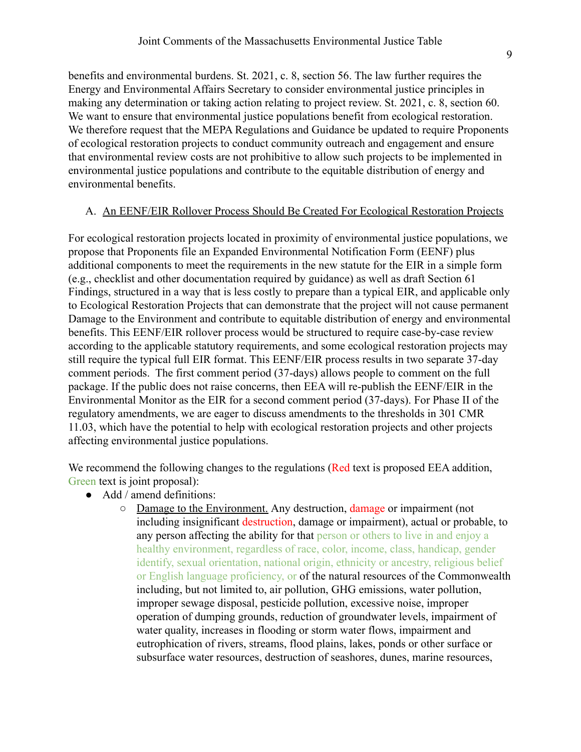benefits and environmental burdens. St. 2021, c. 8, section 56. The law further requires the Energy and Environmental Affairs Secretary to consider environmental justice principles in making any determination or taking action relating to project review. St. 2021, c. 8, section 60. We want to ensure that environmental justice populations benefit from ecological restoration. We therefore request that the MEPA Regulations and Guidance be updated to require Proponents of ecological restoration projects to conduct community outreach and engagement and ensure that environmental review costs are not prohibitive to allow such projects to be implemented in environmental justice populations and contribute to the equitable distribution of energy and environmental benefits.

A. An EENF/EIR Rollover Process Should Be Created For Ecological Restoration Projects

For ecological restoration projects located in proximity of environmental justice populations, we propose that Proponents file an Expanded Environmental Notification Form (EENF) plus additional components to meet the requirements in the new statute for the EIR in a simple form (e.g., checklist and other documentation required by guidance) as well as draft Section 61 Findings, structured in a way that is less costly to prepare than a typical EIR, and applicable only to Ecological Restoration Projects that can demonstrate that the project will not cause permanent Damage to the Environment and contribute to equitable distribution of energy and environmental benefits. This EENF/EIR rollover process would be structured to require case-by-case review according to the applicable statutory requirements, and some ecological restoration projects may still require the typical full EIR format. This EENF/EIR process results in two separate 37-day comment periods. The first comment period (37-days) allows people to comment on the full package. If the public does not raise concerns, then EEA will re-publish the EENF/EIR in the Environmental Monitor as the EIR for a second comment period (37-days). For Phase II of the regulatory amendments, we are eager to discuss amendments to the thresholds in 301 CMR 11.03, which have the potential to help with ecological restoration projects and other projects affecting environmental justice populations.

We recommend the following changes to the regulations (Red text is proposed EEA addition, Green text is joint proposal):

- Add / amend definitions:
  - Damage to the Environment. Any destruction, damage or impairment (not including insignificant destruction, damage or impairment), actual or probable, to any person affecting the ability for that person or others to live in and enjoy a healthy environment, regardless of race, color, income, class, handicap, gender identify, sexual orientation, national origin, ethnicity or ancestry, religious belief or English language proficiency, or of the natural resources of the Commonwealth including, but not limited to, air pollution, GHG emissions, water pollution, improper sewage disposal, pesticide pollution, excessive noise, improper operation of dumping grounds, reduction of groundwater levels, impairment of water quality, increases in flooding or storm water flows, impairment and eutrophication of rivers, streams, flood plains, lakes, ponds or other surface or subsurface water resources, destruction of seashores, dunes, marine resources,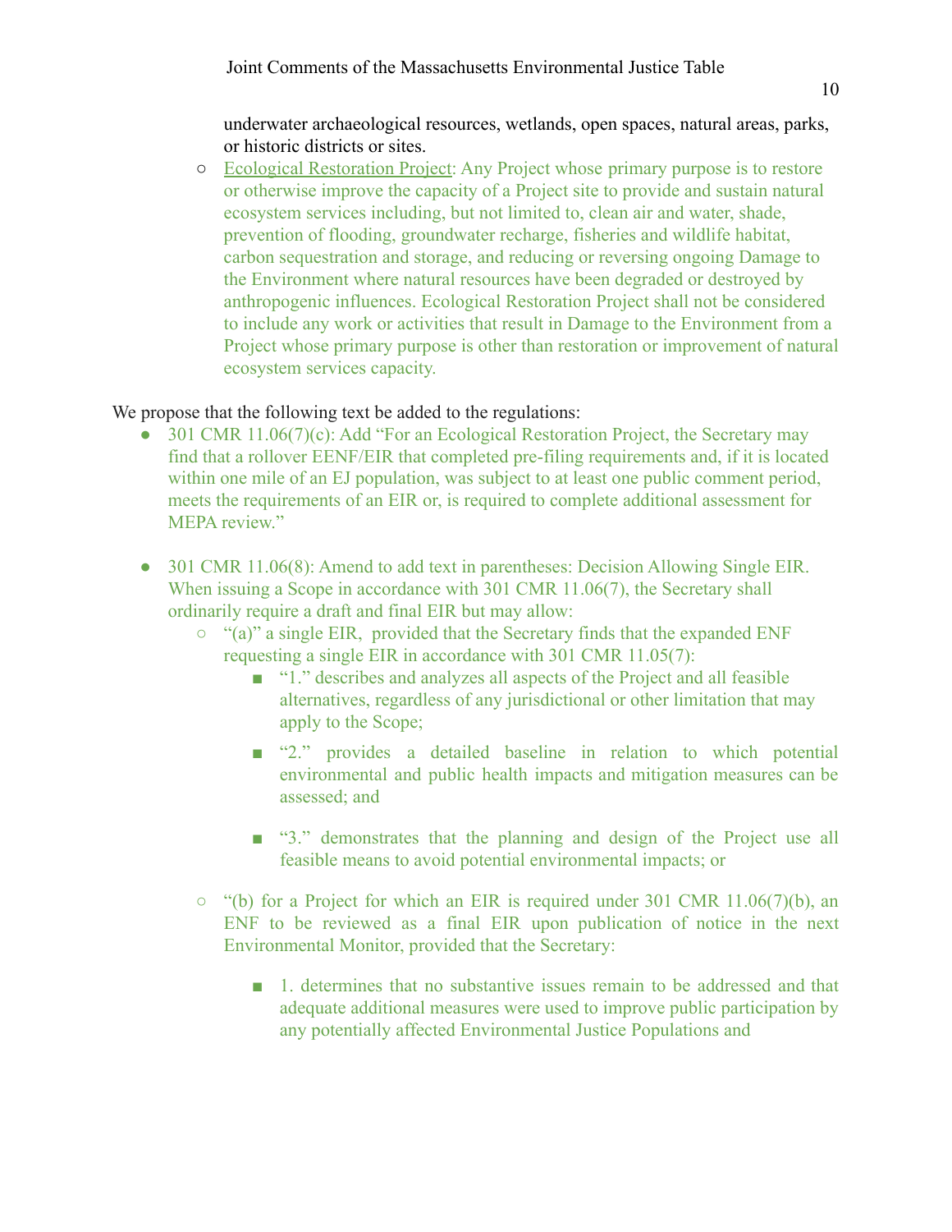underwater archaeological resources, wetlands, open spaces, natural areas, parks, or historic districts or sites.

  - Ecological Restoration Project: Any Project whose primary purpose is to restore or otherwise improve the capacity of a Project site to provide and sustain natural ecosystem services including, but not limited to, clean air and water, shade, prevention of flooding, groundwater recharge, fisheries and wildlife habitat, carbon sequestration and storage, and reducing or reversing ongoing Damage to the Environment where natural resources have been degraded or destroyed by anthropogenic influences. Ecological Restoration Project shall not be considered to include any work or activities that result in Damage to the Environment from a Project whose primary purpose is other than restoration or improvement of natural ecosystem services capacity.

We propose that the following text be added to the regulations:

- 301 CMR 11.06(7)(c): Add "For an Ecological Restoration Project, the Secretary may find that a rollover EENF/EIR that completed pre-filing requirements and, if it is located within one mile of an EJ population, was subject to at least one public comment period, meets the requirements of an EIR or, is required to complete additional assessment for MEPA review."

- 301 CMR 11.06(8): Amend to add text in parentheses: Decision Allowing Single EIR. When issuing a Scope in accordance with 301 CMR 11.06(7), the Secretary shall ordinarily require a draft and final EIR but may allow:
  - "(a)" a single EIR, provided that the Secretary finds that the expanded ENF requesting a single EIR in accordance with 301 CMR 11.05(7):
    - "1." describes and analyzes all aspects of the Project and all feasible alternatives, regardless of any jurisdictional or other limitation that may apply to the Scope;
    - "2." provides a detailed baseline in relation to which potential environmental and public health impacts and mitigation measures can be assessed; and
    - "3." demonstrates that the planning and design of the Project use all feasible means to avoid potential environmental impacts; or
  - "(b) for a Project for which an EIR is required under 301 CMR 11.06(7)(b), an ENF to be reviewed as a final EIR upon publication of notice in the next Environmental Monitor, provided that the Secretary:
    - 1. determines that no substantive issues remain to be addressed and that adequate additional measures were used to improve public participation by any potentially affected Environmental Justice Populations and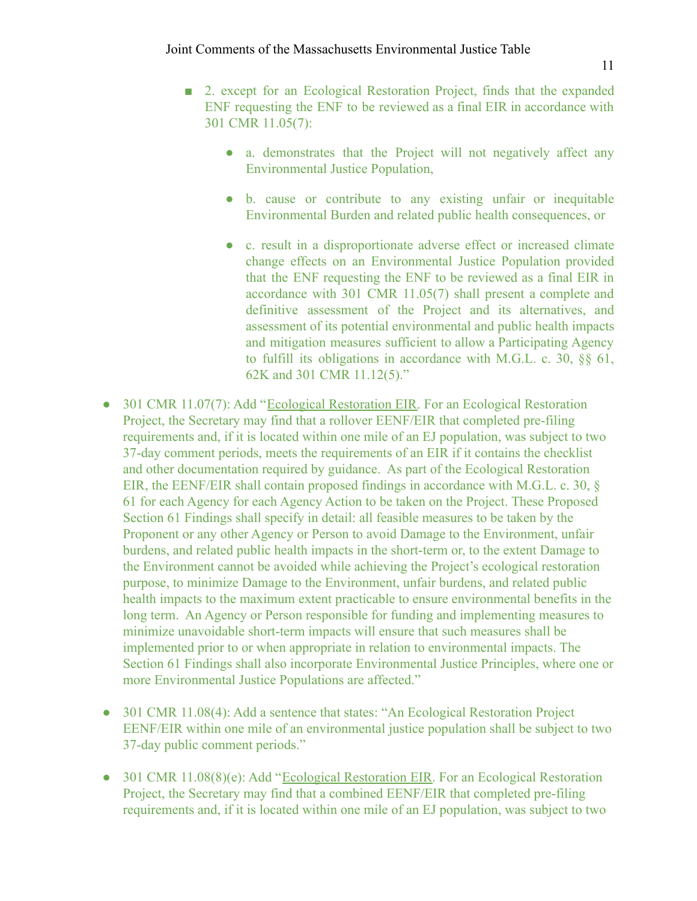- 2. except for an Ecological Restoration Project, finds that the expanded ENF requesting the ENF to be reviewed as a final EIR in accordance with 301 CMR 11.05(7):

    - a. demonstrates that the Project will not negatively affect any Environmental Justice Population,

    - b. cause or contribute to any existing unfair or inequitable Environmental Burden and related public health consequences, or

    - c. result in a disproportionate adverse effect or increased climate change effects on an Environmental Justice Population provided that the ENF requesting the ENF to be reviewed as a final EIR in accordance with 301 CMR 11.05(7) shall present a complete and definitive assessment of the Project and its alternatives, and assessment of its potential environmental and public health impacts and mitigation measures sufficient to allow a Participating Agency to fulfill its obligations in accordance with M.G.L. c. 30, §§ 61, 62K and 301 CMR 11.12(5)."

- 301 CMR 11.07(7): Add "<u>Ecological Restoration EIR</u>. For an Ecological Restoration Project, the Secretary may find that a rollover EENF/EIR that completed pre-filing requirements and, if it is located within one mile of an EJ population, was subject to two 37-day comment periods, meets the requirements of an EIR if it contains the checklist and other documentation required by guidance. As part of the Ecological Restoration EIR, the EENF/EIR shall contain proposed findings in accordance with M.G.L. c. 30, § 61 for each Agency for each Agency Action to be taken on the Project. These Proposed Section 61 Findings shall specify in detail: all feasible measures to be taken by the Proponent or any other Agency or Person to avoid Damage to the Environment, unfair burdens, and related public health impacts in the short-term or, to the extent Damage to the Environment cannot be avoided while achieving the Project's ecological restoration purpose, to minimize Damage to the Environment, unfair burdens, and related public health impacts to the maximum extent practicable to ensure environmental benefits in the long term. An Agency or Person responsible for funding and implementing measures to minimize unavoidable short-term impacts will ensure that such measures shall be implemented prior to or when appropriate in relation to environmental impacts. The Section 61 Findings shall also incorporate Environmental Justice Principles, where one or more Environmental Justice Populations are affected."

- 301 CMR 11.08(4): Add a sentence that states: "An Ecological Restoration Project EENF/EIR within one mile of an environmental justice population shall be subject to two 37-day public comment periods."

- 301 CMR 11.08(8)(e): Add "<u>Ecological Restoration EIR</u>. For an Ecological Restoration Project, the Secretary may find that a combined EENF/EIR that completed pre-filing requirements and, if it is located within one mile of an EJ population, was subject to two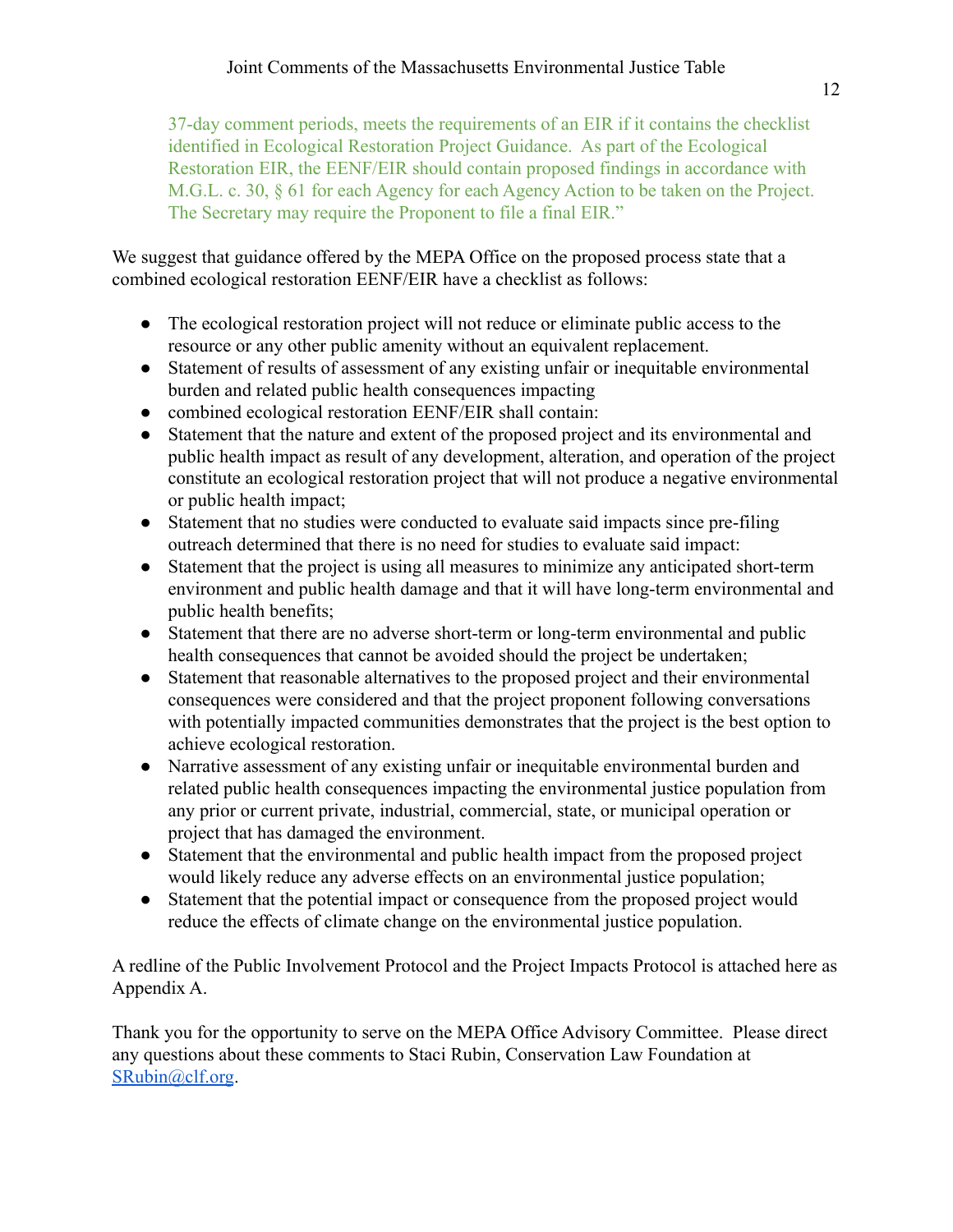37-day comment periods, meets the requirements of an EIR if it contains the checklist identified in Ecological Restoration Project Guidance. As part of the Ecological Restoration EIR, the EENF/EIR should contain proposed findings in accordance with M.G.L. c. 30, § 61 for each Agency for each Agency Action to be taken on the Project. The Secretary may require the Proponent to file a final EIR."

We suggest that guidance offered by the MEPA Office on the proposed process state that a combined ecological restoration EENF/EIR have a checklist as follows:

- The ecological restoration project will not reduce or eliminate public access to the resource or any other public amenity without an equivalent replacement.
- Statement of results of assessment of any existing unfair or inequitable environmental burden and related public health consequences impacting
- combined ecological restoration EENF/EIR shall contain:
- Statement that the nature and extent of the proposed project and its environmental and public health impact as result of any development, alteration, and operation of the project constitute an ecological restoration project that will not produce a negative environmental or public health impact;
- Statement that no studies were conducted to evaluate said impacts since pre-filing outreach determined that there is no need for studies to evaluate said impact:
- Statement that the project is using all measures to minimize any anticipated short-term environment and public health damage and that it will have long-term environmental and public health benefits;
- Statement that there are no adverse short-term or long-term environmental and public health consequences that cannot be avoided should the project be undertaken;
- Statement that reasonable alternatives to the proposed project and their environmental consequences were considered and that the project proponent following conversations with potentially impacted communities demonstrates that the project is the best option to achieve ecological restoration.
- Narrative assessment of any existing unfair or inequitable environmental burden and related public health consequences impacting the environmental justice population from any prior or current private, industrial, commercial, state, or municipal operation or project that has damaged the environment.
- Statement that the environmental and public health impact from the proposed project would likely reduce any adverse effects on an environmental justice population;
- Statement that the potential impact or consequence from the proposed project would reduce the effects of climate change on the environmental justice population.

A redline of the Public Involvement Protocol and the Project Impacts Protocol is attached here as Appendix A.

Thank you for the opportunity to serve on the MEPA Office Advisory Committee. Please direct any questions about these comments to Staci Rubin, Conservation Law Foundation at SRubin@clf.org.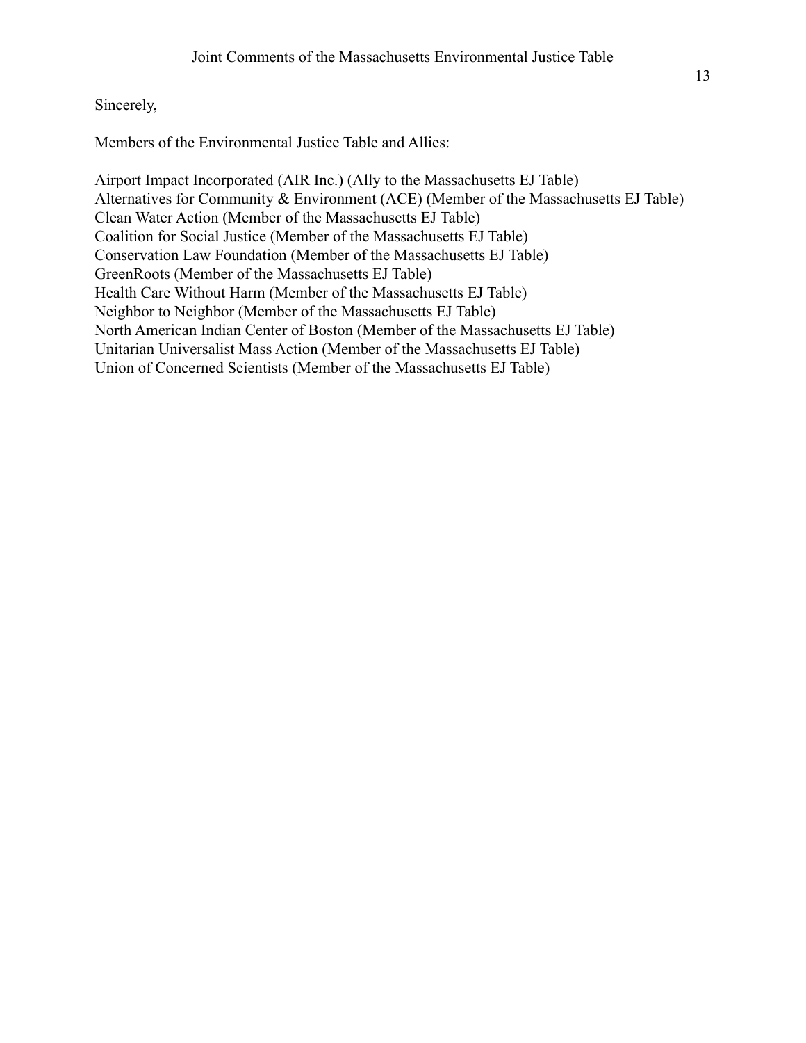Sincerely,

Members of the Environmental Justice Table and Allies:

Airport Impact Incorporated (AIR Inc.) (Ally to the Massachusetts EJ Table)
Alternatives for Community & Environment (ACE) (Member of the Massachusetts EJ Table)
Clean Water Action (Member of the Massachusetts EJ Table)
Coalition for Social Justice (Member of the Massachusetts EJ Table)
Conservation Law Foundation (Member of the Massachusetts EJ Table)
GreenRoots (Member of the Massachusetts EJ Table)
Health Care Without Harm (Member of the Massachusetts EJ Table)
Neighbor to Neighbor (Member of the Massachusetts EJ Table)
North American Indian Center of Boston (Member of the Massachusetts EJ Table)
Unitarian Universalist Mass Action (Member of the Massachusetts EJ Table)
Union of Concerned Scientists (Member of the Massachusetts EJ Table)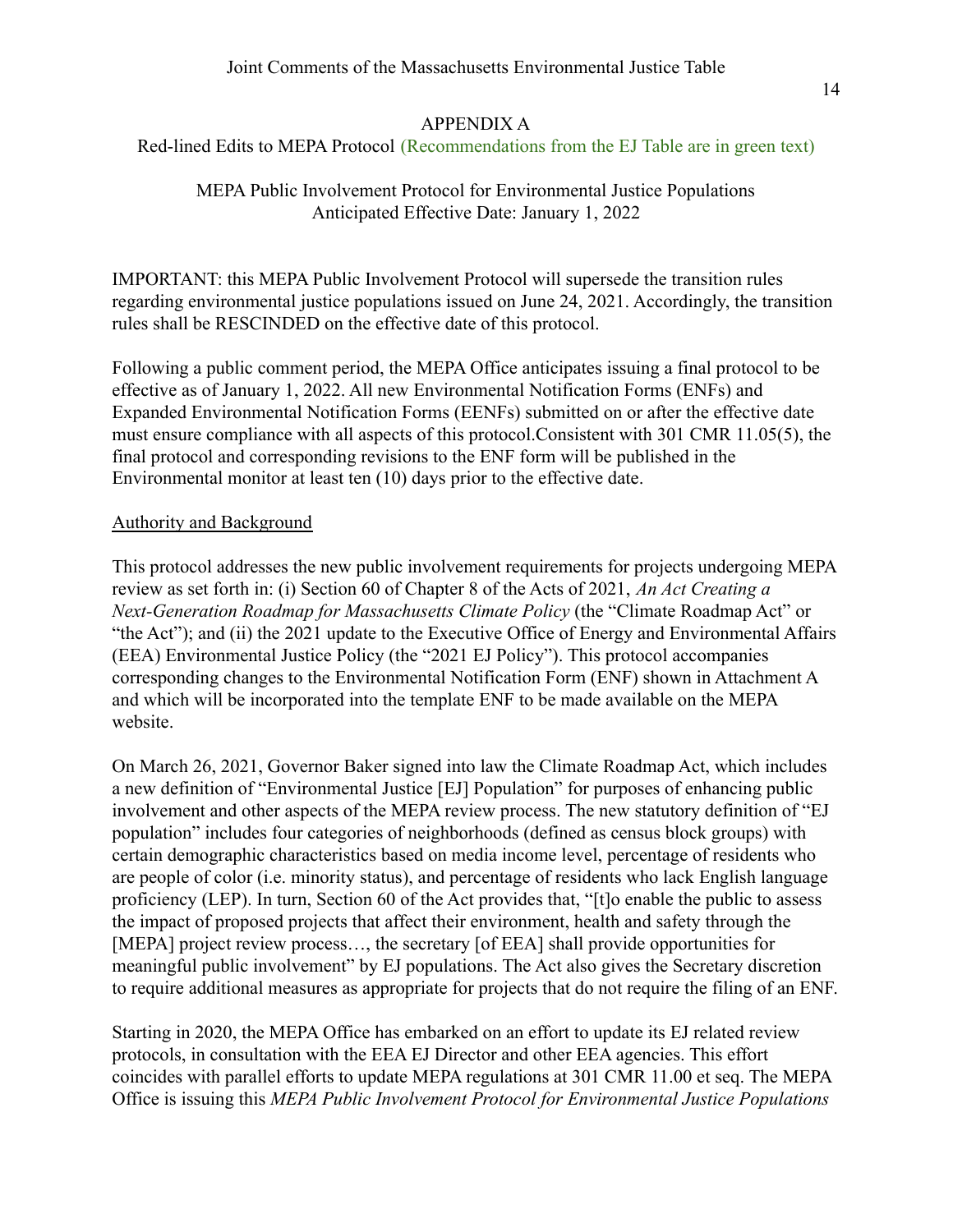## APPENDIX A

Red-lined Edits to MEPA Protocol (Recommendations from the EJ Table are in green text)

MEPA Public Involvement Protocol for Environmental Justice Populations
Anticipated Effective Date: January 1, 2022

IMPORTANT: this MEPA Public Involvement Protocol will supersede the transition rules regarding environmental justice populations issued on June 24, 2021. Accordingly, the transition rules shall be RESCINDED on the effective date of this protocol.

Following a public comment period, the MEPA Office anticipates issuing a final protocol to be effective as of January 1, 2022. All new Environmental Notification Forms (ENFs) and Expanded Environmental Notification Forms (EENFs) submitted on or after the effective date must ensure compliance with all aspects of this protocol.Consistent with 301 CMR 11.05(5), the final protocol and corresponding revisions to the ENF form will be published in the Environmental monitor at least ten (10) days prior to the effective date.

Authority and Background

This protocol addresses the new public involvement requirements for projects undergoing MEPA review as set forth in: (i) Section 60 of Chapter 8 of the Acts of 2021, *An Act Creating a Next-Generation Roadmap for Massachusetts Climate Policy* (the "Climate Roadmap Act" or "the Act"); and (ii) the 2021 update to the Executive Office of Energy and Environmental Affairs (EEA) Environmental Justice Policy (the "2021 EJ Policy"). This protocol accompanies corresponding changes to the Environmental Notification Form (ENF) shown in Attachment A and which will be incorporated into the template ENF to be made available on the MEPA website.

On March 26, 2021, Governor Baker signed into law the Climate Roadmap Act, which includes a new definition of "Environmental Justice [EJ] Population" for purposes of enhancing public involvement and other aspects of the MEPA review process. The new statutory definition of "EJ population" includes four categories of neighborhoods (defined as census block groups) with certain demographic characteristics based on media income level, percentage of residents who are people of color (i.e. minority status), and percentage of residents who lack English language proficiency (LEP). In turn, Section 60 of the Act provides that, "[t]o enable the public to assess the impact of proposed projects that affect their environment, health and safety through the [MEPA] project review process…, the secretary [of EEA] shall provide opportunities for meaningful public involvement" by EJ populations. The Act also gives the Secretary discretion to require additional measures as appropriate for projects that do not require the filing of an ENF.

Starting in 2020, the MEPA Office has embarked on an effort to update its EJ related review protocols, in consultation with the EEA EJ Director and other EEA agencies. This effort coincides with parallel efforts to update MEPA regulations at 301 CMR 11.00 et seq. The MEPA Office is issuing this *MEPA Public Involvement Protocol for Environmental Justice Populations*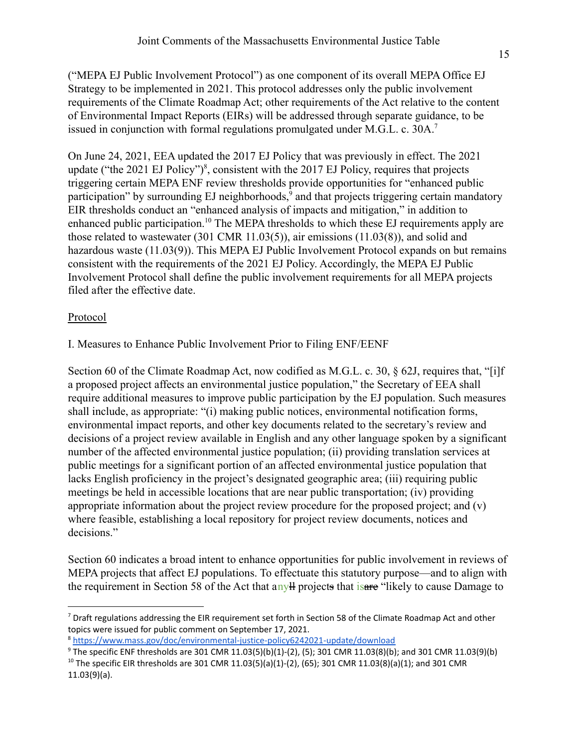("MEPA EJ Public Involvement Protocol") as one component of its overall MEPA Office EJ Strategy to be implemented in 2021. This protocol addresses only the public involvement requirements of the Climate Roadmap Act; other requirements of the Act relative to the content of Environmental Impact Reports (EIRs) will be addressed through separate guidance, to be issued in conjunction with formal regulations promulgated under M.G.L. c. 30A.[7]

On June 24, 2021, EEA updated the 2017 EJ Policy that was previously in effect. The 2021 update ("the 2021 EJ Policy")[8], consistent with the 2017 EJ Policy, requires that projects triggering certain MEPA ENF review thresholds provide opportunities for "enhanced public participation" by surrounding EJ neighborhoods,[9] and that projects triggering certain mandatory EIR thresholds conduct an "enhanced analysis of impacts and mitigation," in addition to enhanced public participation.[10] The MEPA thresholds to which these EJ requirements apply are those related to wastewater (301 CMR 11.03(5)), air emissions (11.03(8)), and solid and hazardous waste (11.03(9)). This MEPA EJ Public Involvement Protocol expands on but remains consistent with the requirements of the 2021 EJ Policy. Accordingly, the MEPA EJ Public Involvement Protocol shall define the public involvement requirements for all MEPA projects filed after the effective date.

<u>Protocol</u>

I. Measures to Enhance Public Involvement Prior to Filing ENF/EENF

Section 60 of the Climate Roadmap Act, now codified as M.G.L. c. 30, § 62J, requires that, "[i]f a proposed project affects an environmental justice population," the Secretary of EEA shall require additional measures to improve public participation by the EJ population. Such measures shall include, as appropriate: "(i) making public notices, environmental notification forms, environmental impact reports, and other key documents related to the secretary's review and decisions of a project review available in English and any other language spoken by a significant number of the affected environmental justice population; (ii) providing translation services at public meetings for a significant portion of an affected environmental justice population that lacks English proficiency in the project's designated geographic area; (iii) requiring public meetings be held in accessible locations that are near public transportation; (iv) providing appropriate information about the project review procedure for the proposed project; and (v) where feasible, establishing a local repository for project review documents, notices and decisions."

Section 60 indicates a broad intent to enhance opportunities for public involvement in reviews of MEPA projects that affect EJ populations. To effectuate this statutory purpose—and to align with the requirement in Section 58 of the Act that any~~ll~~ project~~s~~ that is~~are~~ "likely to cause Damage to

[7] Draft regulations addressing the EIR requirement set forth in Section 58 of the Climate Roadmap Act and other topics were issued for public comment on September 17, 2021.

[8] https://www.mass.gov/doc/environmental-justice-policy6242021-update/download

[9] The specific ENF thresholds are 301 CMR 11.03(5)(b)(1)-(2), (5); 301 CMR 11.03(8)(b); and 301 CMR 11.03(9)(b)

[10] The specific EIR thresholds are 301 CMR 11.03(5)(a)(1)-(2), (65); 301 CMR 11.03(8)(a)(1); and 301 CMR 11.03(9)(a).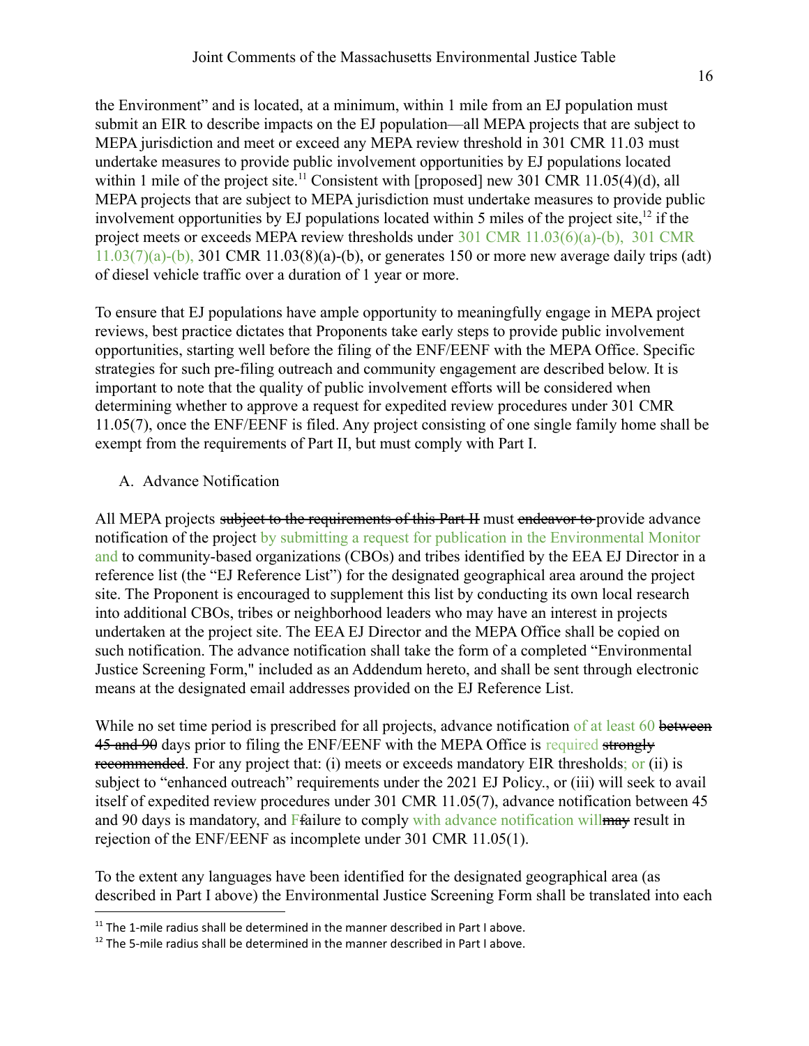the Environment" and is located, at a minimum, within 1 mile from an EJ population must submit an EIR to describe impacts on the EJ population—all MEPA projects that are subject to MEPA jurisdiction and meet or exceed any MEPA review threshold in 301 CMR 11.03 must undertake measures to provide public involvement opportunities by EJ populations located within 1 mile of the project site.[11] Consistent with [proposed] new 301 CMR 11.05(4)(d), all MEPA projects that are subject to MEPA jurisdiction must undertake measures to provide public involvement opportunities by EJ populations located within 5 miles of the project site,[12] if the project meets or exceeds MEPA review thresholds under 301 CMR 11.03(6)(a)-(b), 301 CMR 11.03(7)(a)-(b), 301 CMR 11.03(8)(a)-(b), or generates 150 or more new average daily trips (adt) of diesel vehicle traffic over a duration of 1 year or more.

To ensure that EJ populations have ample opportunity to meaningfully engage in MEPA project reviews, best practice dictates that Proponents take early steps to provide public involvement opportunities, starting well before the filing of the ENF/EENF with the MEPA Office. Specific strategies for such pre-filing outreach and community engagement are described below. It is important to note that the quality of public involvement efforts will be considered when determining whether to approve a request for expedited review procedures under 301 CMR 11.05(7), once the ENF/EENF is filed. Any project consisting of one single family home shall be exempt from the requirements of Part II, but must comply with Part I.

A. Advance Notification

All MEPA projects ~~subject to the requirements of this Part II~~ must ~~endeavor to~~ provide advance notification of the project by submitting a request for publication in the Environmental Monitor and to community-based organizations (CBOs) and tribes identified by the EEA EJ Director in a reference list (the "EJ Reference List") for the designated geographical area around the project site. The Proponent is encouraged to supplement this list by conducting its own local research into additional CBOs, tribes or neighborhood leaders who may have an interest in projects undertaken at the project site. The EEA EJ Director and the MEPA Office shall be copied on such notification. The advance notification shall take the form of a completed "Environmental Justice Screening Form," included as an Addendum hereto, and shall be sent through electronic means at the designated email addresses provided on the EJ Reference List.

While no set time period is prescribed for all projects, advance notification of at least 60 ~~between 45 and 90~~ days prior to filing the ENF/EENF with the MEPA Office is required ~~strongly recommended~~. For any project that: (i) meets or exceeds mandatory EIR thresholds; or (ii) is subject to "enhanced outreach" requirements under the 2021 EJ Policy., or (iii) will seek to avail itself of expedited review procedures under 301 CMR 11.05(7), advance notification between 45 and 90 days is mandatory, and F~~f~~ailure to comply with advance notification will~~may~~ result in rejection of the ENF/EENF as incomplete under 301 CMR 11.05(1).

To the extent any languages have been identified for the designated geographical area (as described in Part I above) the Environmental Justice Screening Form shall be translated into each

---

[11] The 1-mile radius shall be determined in the manner described in Part I above.

[12] The 5-mile radius shall be determined in the manner described in Part I above.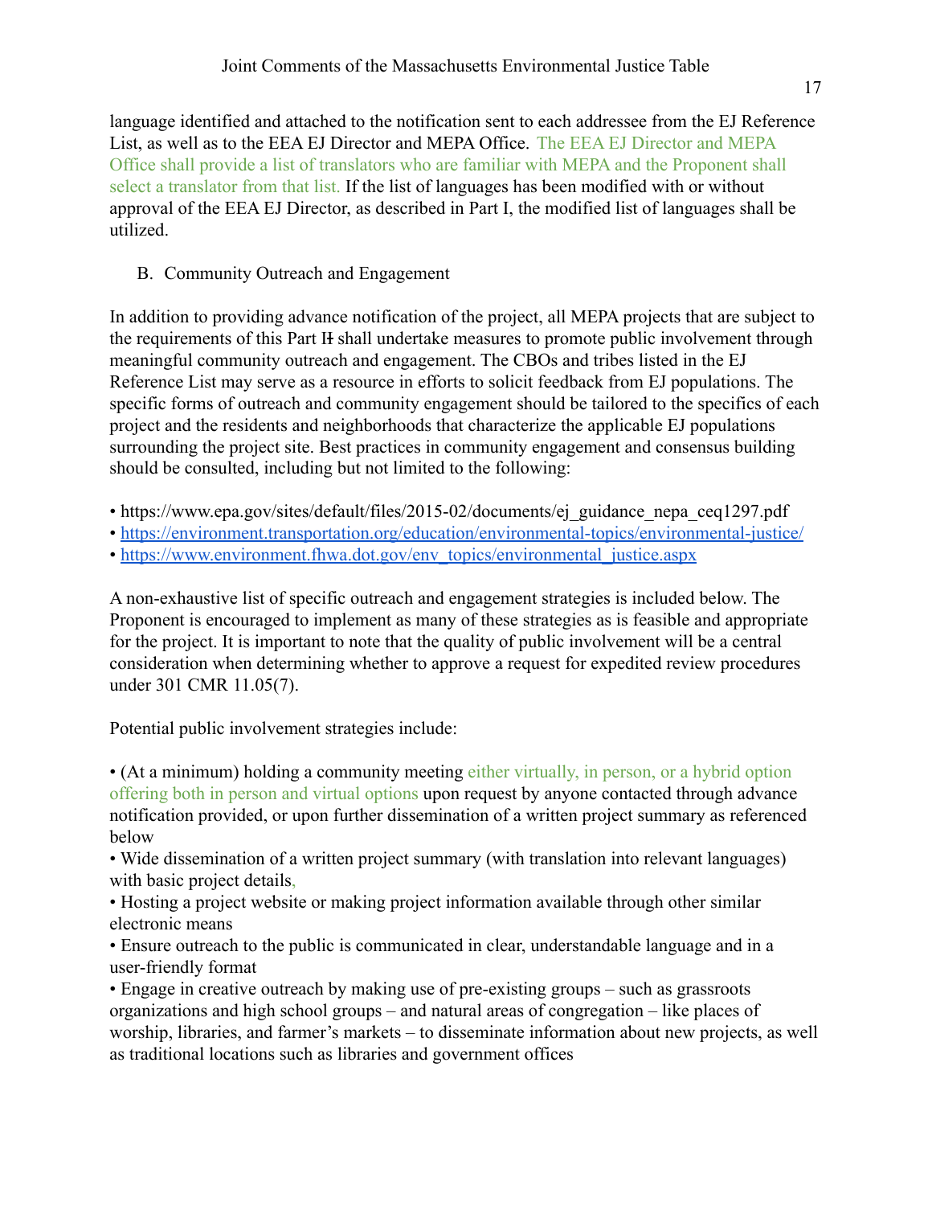language identified and attached to the notification sent to each addressee from the EJ Reference List, as well as to the EEA EJ Director and MEPA Office. The EEA EJ Director and MEPA Office shall provide a list of translators who are familiar with MEPA and the Proponent shall select a translator from that list. If the list of languages has been modified with or without approval of the EEA EJ Director, as described in Part I, the modified list of languages shall be utilized.

B. Community Outreach and Engagement

In addition to providing advance notification of the project, all MEPA projects that are subject to the requirements of this Part I~~I~~ shall undertake measures to promote public involvement through meaningful community outreach and engagement. The CBOs and tribes listed in the EJ Reference List may serve as a resource in efforts to solicit feedback from EJ populations. The specific forms of outreach and community engagement should be tailored to the specifics of each project and the residents and neighborhoods that characterize the applicable EJ populations surrounding the project site. Best practices in community engagement and consensus building should be consulted, including but not limited to the following:

- https://www.epa.gov/sites/default/files/2015-02/documents/ej_guidance_nepa_ceq1297.pdf
- https://environment.transportation.org/education/environmental-topics/environmental-justice/
- https://www.environment.fhwa.dot.gov/env_topics/environmental_justice.aspx

A non-exhaustive list of specific outreach and engagement strategies is included below. The Proponent is encouraged to implement as many of these strategies as is feasible and appropriate for the project. It is important to note that the quality of public involvement will be a central consideration when determining whether to approve a request for expedited review procedures under 301 CMR 11.05(7).

Potential public involvement strategies include:

- (At a minimum) holding a community meeting either virtually, in person, or a hybrid option offering both in person and virtual options upon request by anyone contacted through advance notification provided, or upon further dissemination of a written project summary as referenced below
- Wide dissemination of a written project summary (with translation into relevant languages) with basic project details,
- Hosting a project website or making project information available through other similar electronic means
- Ensure outreach to the public is communicated in clear, understandable language and in a user-friendly format
- Engage in creative outreach by making use of pre-existing groups – such as grassroots organizations and high school groups – and natural areas of congregation – like places of worship, libraries, and farmer's markets – to disseminate information about new projects, as well as traditional locations such as libraries and government offices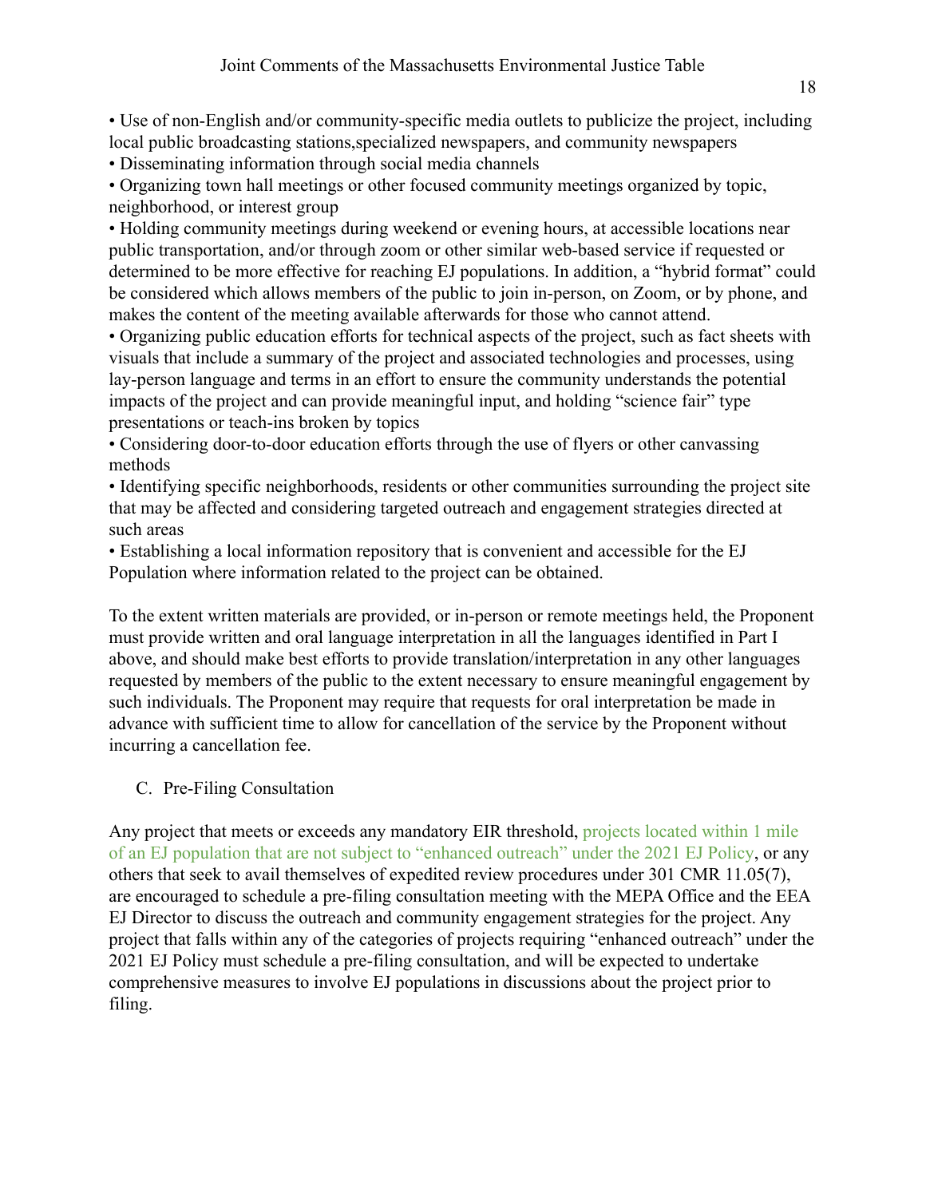- Use of non-English and/or community-specific media outlets to publicize the project, including local public broadcasting stations,specialized newspapers, and community newspapers
- Disseminating information through social media channels
- Organizing town hall meetings or other focused community meetings organized by topic, neighborhood, or interest group
- Holding community meetings during weekend or evening hours, at accessible locations near public transportation, and/or through zoom or other similar web-based service if requested or determined to be more effective for reaching EJ populations. In addition, a "hybrid format" could be considered which allows members of the public to join in-person, on Zoom, or by phone, and makes the content of the meeting available afterwards for those who cannot attend.
- Organizing public education efforts for technical aspects of the project, such as fact sheets with visuals that include a summary of the project and associated technologies and processes, using lay-person language and terms in an effort to ensure the community understands the potential impacts of the project and can provide meaningful input, and holding "science fair" type presentations or teach-ins broken by topics
- Considering door-to-door education efforts through the use of flyers or other canvassing methods
- Identifying specific neighborhoods, residents or other communities surrounding the project site that may be affected and considering targeted outreach and engagement strategies directed at such areas
- Establishing a local information repository that is convenient and accessible for the EJ Population where information related to the project can be obtained.

To the extent written materials are provided, or in-person or remote meetings held, the Proponent must provide written and oral language interpretation in all the languages identified in Part I above, and should make best efforts to provide translation/interpretation in any other languages requested by members of the public to the extent necessary to ensure meaningful engagement by such individuals. The Proponent may require that requests for oral interpretation be made in advance with sufficient time to allow for cancellation of the service by the Proponent without incurring a cancellation fee.

C. Pre-Filing Consultation

Any project that meets or exceeds any mandatory EIR threshold, projects located within 1 mile of an EJ population that are not subject to "enhanced outreach" under the 2021 EJ Policy, or any others that seek to avail themselves of expedited review procedures under 301 CMR 11.05(7), are encouraged to schedule a pre-filing consultation meeting with the MEPA Office and the EEA EJ Director to discuss the outreach and community engagement strategies for the project. Any project that falls within any of the categories of projects requiring "enhanced outreach" under the 2021 EJ Policy must schedule a pre-filing consultation, and will be expected to undertake comprehensive measures to involve EJ populations in discussions about the project prior to filing.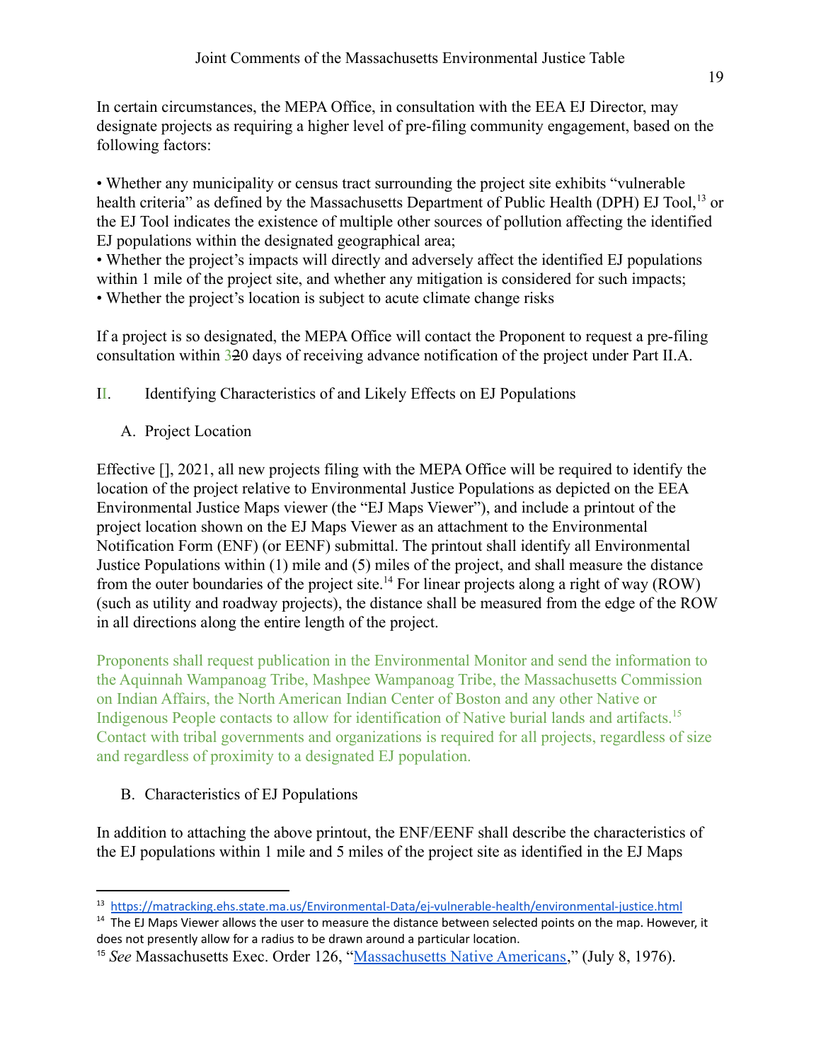In certain circumstances, the MEPA Office, in consultation with the EEA EJ Director, may designate projects as requiring a higher level of pre-filing community engagement, based on the following factors:

- Whether any municipality or census tract surrounding the project site exhibits "vulnerable health criteria" as defined by the Massachusetts Department of Public Health (DPH) EJ Tool,[13] or the EJ Tool indicates the existence of multiple other sources of pollution affecting the identified EJ populations within the designated geographical area;
- Whether the project's impacts will directly and adversely affect the identified EJ populations within 1 mile of the project site, and whether any mitigation is considered for such impacts;
- Whether the project's location is subject to acute climate change risks

If a project is so designated, the MEPA Office will contact the Proponent to request a pre-filing consultation within 3~~2~~0 days of receiving advance notification of the project under Part II.A.

## II. Identifying Characteristics of and Likely Effects on EJ Populations

### A. Project Location

Effective [], 2021, all new projects filing with the MEPA Office will be required to identify the location of the project relative to Environmental Justice Populations as depicted on the EEA Environmental Justice Maps viewer (the "EJ Maps Viewer"), and include a printout of the project location shown on the EJ Maps Viewer as an attachment to the Environmental Notification Form (ENF) (or EENF) submittal. The printout shall identify all Environmental Justice Populations within (1) mile and (5) miles of the project, and shall measure the distance from the outer boundaries of the project site.[14] For linear projects along a right of way (ROW) (such as utility and roadway projects), the distance shall be measured from the edge of the ROW in all directions along the entire length of the project.

Proponents shall request publication in the Environmental Monitor and send the information to the Aquinnah Wampanoag Tribe, Mashpee Wampanoag Tribe, the Massachusetts Commission on Indian Affairs, the North American Indian Center of Boston and any other Native or Indigenous People contacts to allow for identification of Native burial lands and artifacts.[15] Contact with tribal governments and organizations is required for all projects, regardless of size and regardless of proximity to a designated EJ population.

### B. Characteristics of EJ Populations

In addition to attaching the above printout, the ENF/EENF shall describe the characteristics of the EJ populations within 1 mile and 5 miles of the project site as identified in the EJ Maps

---

[13] https://matracking.ehs.state.ma.us/Environmental-Data/ej-vulnerable-health/environmental-justice.html

[14] The EJ Maps Viewer allows the user to measure the distance between selected points on the map. However, it does not presently allow for a radius to be drawn around a particular location.

[15] *See* Massachusetts Exec. Order 126, "Massachusetts Native Americans," (July 8, 1976).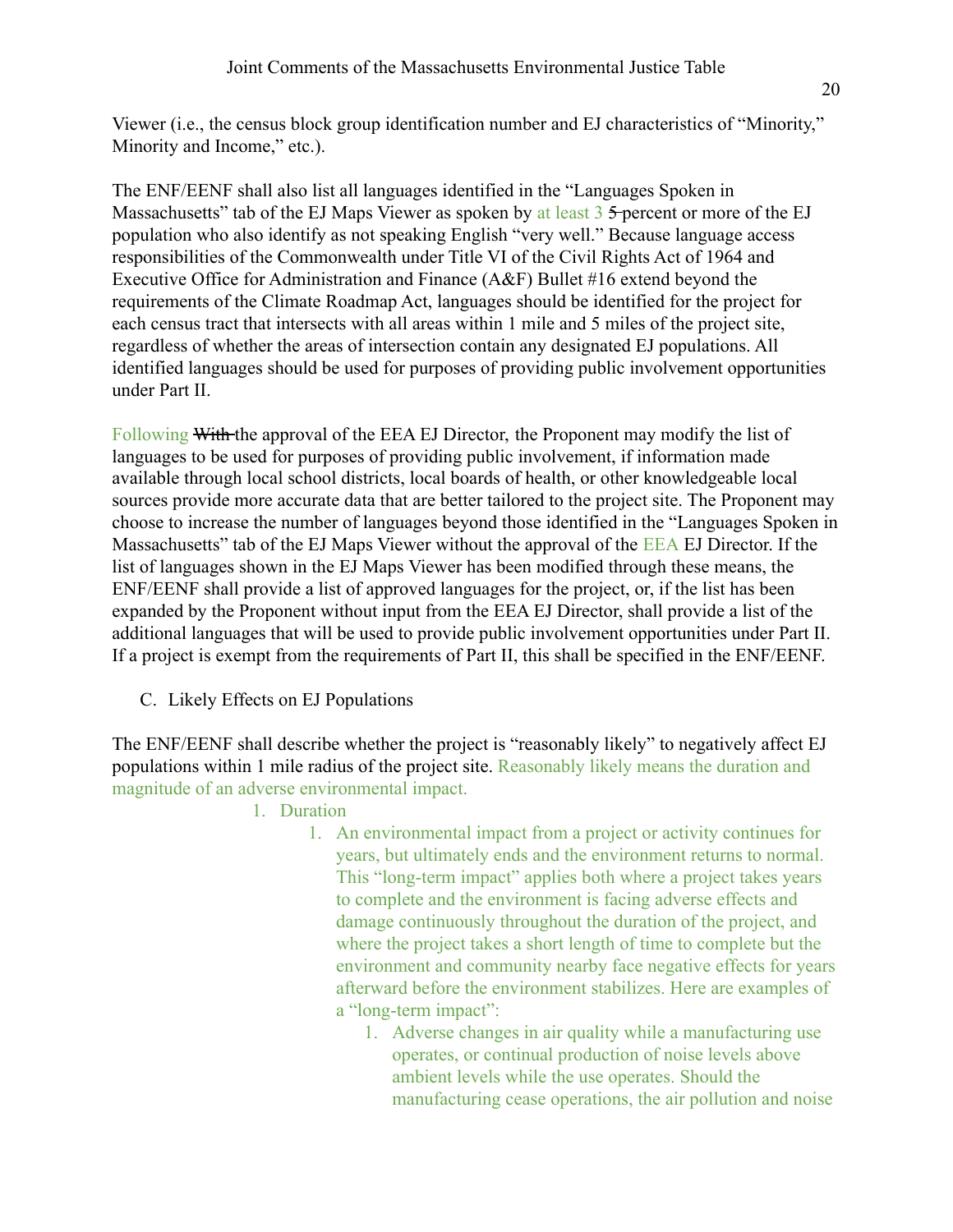Viewer (i.e., the census block group identification number and EJ characteristics of "Minority," Minority and Income," etc.).

The ENF/EENF shall also list all languages identified in the "Languages Spoken in Massachusetts" tab of the EJ Maps Viewer as spoken by at least 3 ~~5~~ percent or more of the EJ population who also identify as not speaking English "very well." Because language access responsibilities of the Commonwealth under Title VI of the Civil Rights Act of 1964 and Executive Office for Administration and Finance (A&F) Bullet #16 extend beyond the requirements of the Climate Roadmap Act, languages should be identified for the project for each census tract that intersects with all areas within 1 mile and 5 miles of the project site, regardless of whether the areas of intersection contain any designated EJ populations. All identified languages should be used for purposes of providing public involvement opportunities under Part II.

Following ~~With~~ the approval of the EEA EJ Director, the Proponent may modify the list of languages to be used for purposes of providing public involvement, if information made available through local school districts, local boards of health, or other knowledgeable local sources provide more accurate data that are better tailored to the project site. The Proponent may choose to increase the number of languages beyond those identified in the "Languages Spoken in Massachusetts" tab of the EJ Maps Viewer without the approval of the EEA EJ Director. If the list of languages shown in the EJ Maps Viewer has been modified through these means, the ENF/EENF shall provide a list of approved languages for the project, or, if the list has been expanded by the Proponent without input from the EEA EJ Director, shall provide a list of the additional languages that will be used to provide public involvement opportunities under Part II. If a project is exempt from the requirements of Part II, this shall be specified in the ENF/EENF.

C. Likely Effects on EJ Populations

The ENF/EENF shall describe whether the project is "reasonably likely" to negatively affect EJ populations within 1 mile radius of the project site. Reasonably likely means the duration and magnitude of an adverse environmental impact.

1. Duration
    1. An environmental impact from a project or activity continues for years, but ultimately ends and the environment returns to normal. This "long-term impact" applies both where a project takes years to complete and the environment is facing adverse effects and damage continuously throughout the duration of the project, and where the project takes a short length of time to complete but the environment and community nearby face negative effects for years afterward before the environment stabilizes. Here are examples of a "long-term impact":
        1. Adverse changes in air quality while a manufacturing use operates, or continual production of noise levels above ambient levels while the use operates. Should the manufacturing cease operations, the air pollution and noise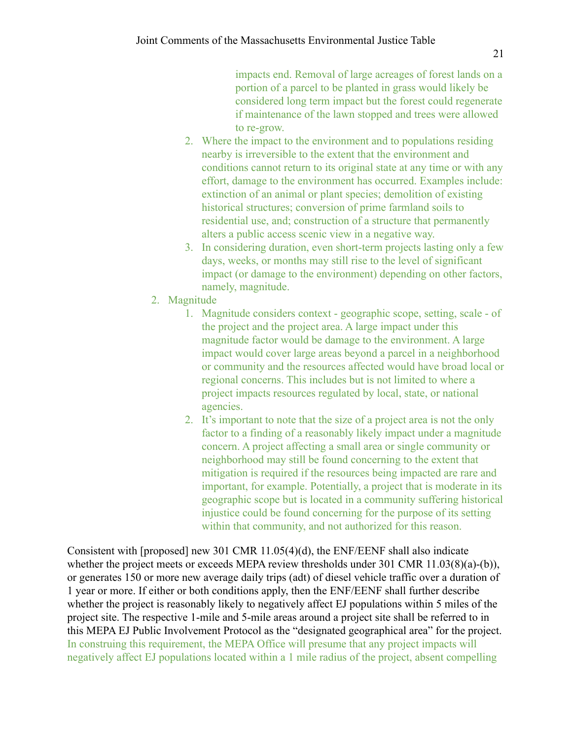impacts end. Removal of large acreages of forest lands on a portion of a parcel to be planted in grass would likely be considered long term impact but the forest could regenerate if maintenance of the lawn stopped and trees were allowed to re-grow.

    2. Where the impact to the environment and to populations residing nearby is irreversible to the extent that the environment and conditions cannot return to its original state at any time or with any effort, damage to the environment has occurred. Examples include: extinction of an animal or plant species; demolition of existing historical structures; conversion of prime farmland soils to residential use, and; construction of a structure that permanently alters a public access scenic view in a negative way.
    3. In considering duration, even short-term projects lasting only a few days, weeks, or months may still rise to the level of significant impact (or damage to the environment) depending on other factors, namely, magnitude.

2. Magnitude
    1. Magnitude considers context - geographic scope, setting, scale - of the project and the project area. A large impact under this magnitude factor would be damage to the environment. A large impact would cover large areas beyond a parcel in a neighborhood or community and the resources affected would have broad local or regional concerns. This includes but is not limited to where a project impacts resources regulated by local, state, or national agencies.
    2. It's important to note that the size of a project area is not the only factor to a finding of a reasonably likely impact under a magnitude concern. A project affecting a small area or single community or neighborhood may still be found concerning to the extent that mitigation is required if the resources being impacted are rare and important, for example. Potentially, a project that is moderate in its geographic scope but is located in a community suffering historical injustice could be found concerning for the purpose of its setting within that community, and not authorized for this reason.

Consistent with [proposed] new 301 CMR 11.05(4)(d), the ENF/EENF shall also indicate whether the project meets or exceeds MEPA review thresholds under 301 CMR 11.03(8)(a)-(b)), or generates 150 or more new average daily trips (adt) of diesel vehicle traffic over a duration of 1 year or more. If either or both conditions apply, then the ENF/EENF shall further describe whether the project is reasonably likely to negatively affect EJ populations within 5 miles of the project site. The respective 1-mile and 5-mile areas around a project site shall be referred to in this MEPA EJ Public Involvement Protocol as the "designated geographical area" for the project. In construing this requirement, the MEPA Office will presume that any project impacts will negatively affect EJ populations located within a 1 mile radius of the project, absent compelling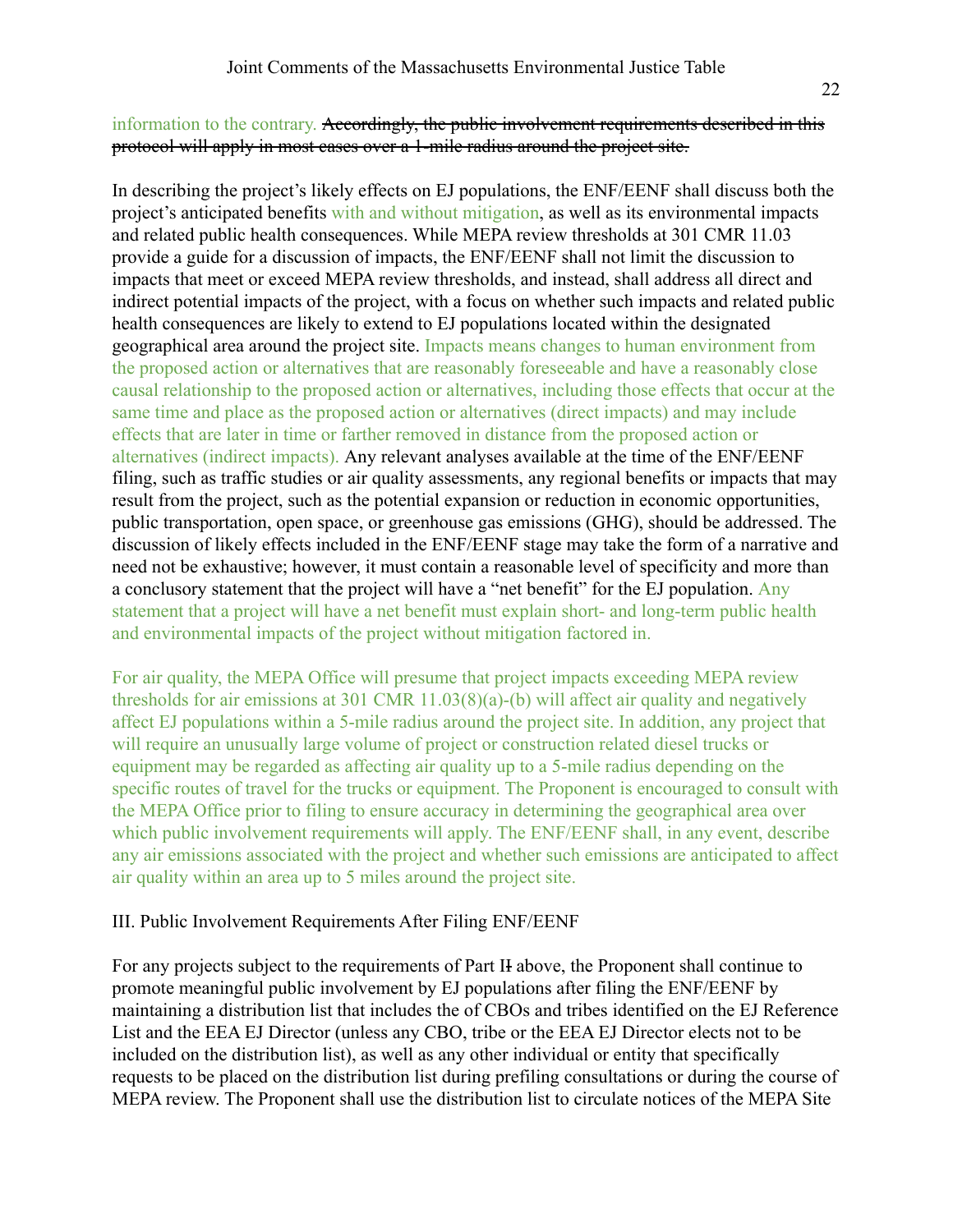information to the contrary. ~~Accordingly, the public involvement requirements described in this protocol will apply in most cases over a 1-mile radius around the project site.~~

In describing the project's likely effects on EJ populations, the ENF/EENF shall discuss both the project's anticipated benefits with and without mitigation, as well as its environmental impacts and related public health consequences. While MEPA review thresholds at 301 CMR 11.03 provide a guide for a discussion of impacts, the ENF/EENF shall not limit the discussion to impacts that meet or exceed MEPA review thresholds, and instead, shall address all direct and indirect potential impacts of the project, with a focus on whether such impacts and related public health consequences are likely to extend to EJ populations located within the designated geographical area around the project site. Impacts means changes to human environment from the proposed action or alternatives that are reasonably foreseeable and have a reasonably close causal relationship to the proposed action or alternatives, including those effects that occur at the same time and place as the proposed action or alternatives (direct impacts) and may include effects that are later in time or farther removed in distance from the proposed action or alternatives (indirect impacts). Any relevant analyses available at the time of the ENF/EENF filing, such as traffic studies or air quality assessments, any regional benefits or impacts that may result from the project, such as the potential expansion or reduction in economic opportunities, public transportation, open space, or greenhouse gas emissions (GHG), should be addressed. The discussion of likely effects included in the ENF/EENF stage may take the form of a narrative and need not be exhaustive; however, it must contain a reasonable level of specificity and more than a conclusory statement that the project will have a "net benefit" for the EJ population. Any statement that a project will have a net benefit must explain short- and long-term public health and environmental impacts of the project without mitigation factored in.

For air quality, the MEPA Office will presume that project impacts exceeding MEPA review thresholds for air emissions at 301 CMR 11.03(8)(a)-(b) will affect air quality and negatively affect EJ populations within a 5-mile radius around the project site. In addition, any project that will require an unusually large volume of project or construction related diesel trucks or equipment may be regarded as affecting air quality up to a 5-mile radius depending on the specific routes of travel for the trucks or equipment. The Proponent is encouraged to consult with the MEPA Office prior to filing to ensure accuracy in determining the geographical area over which public involvement requirements will apply. The ENF/EENF shall, in any event, describe any air emissions associated with the project and whether such emissions are anticipated to affect air quality within an area up to 5 miles around the project site.

III. Public Involvement Requirements After Filing ENF/EENF

For any projects subject to the requirements of Part I~~I~~ above, the Proponent shall continue to promote meaningful public involvement by EJ populations after filing the ENF/EENF by maintaining a distribution list that includes the of CBOs and tribes identified on the EJ Reference List and the EEA EJ Director (unless any CBO, tribe or the EEA EJ Director elects not to be included on the distribution list), as well as any other individual or entity that specifically requests to be placed on the distribution list during prefiling consultations or during the course of MEPA review. The Proponent shall use the distribution list to circulate notices of the MEPA Site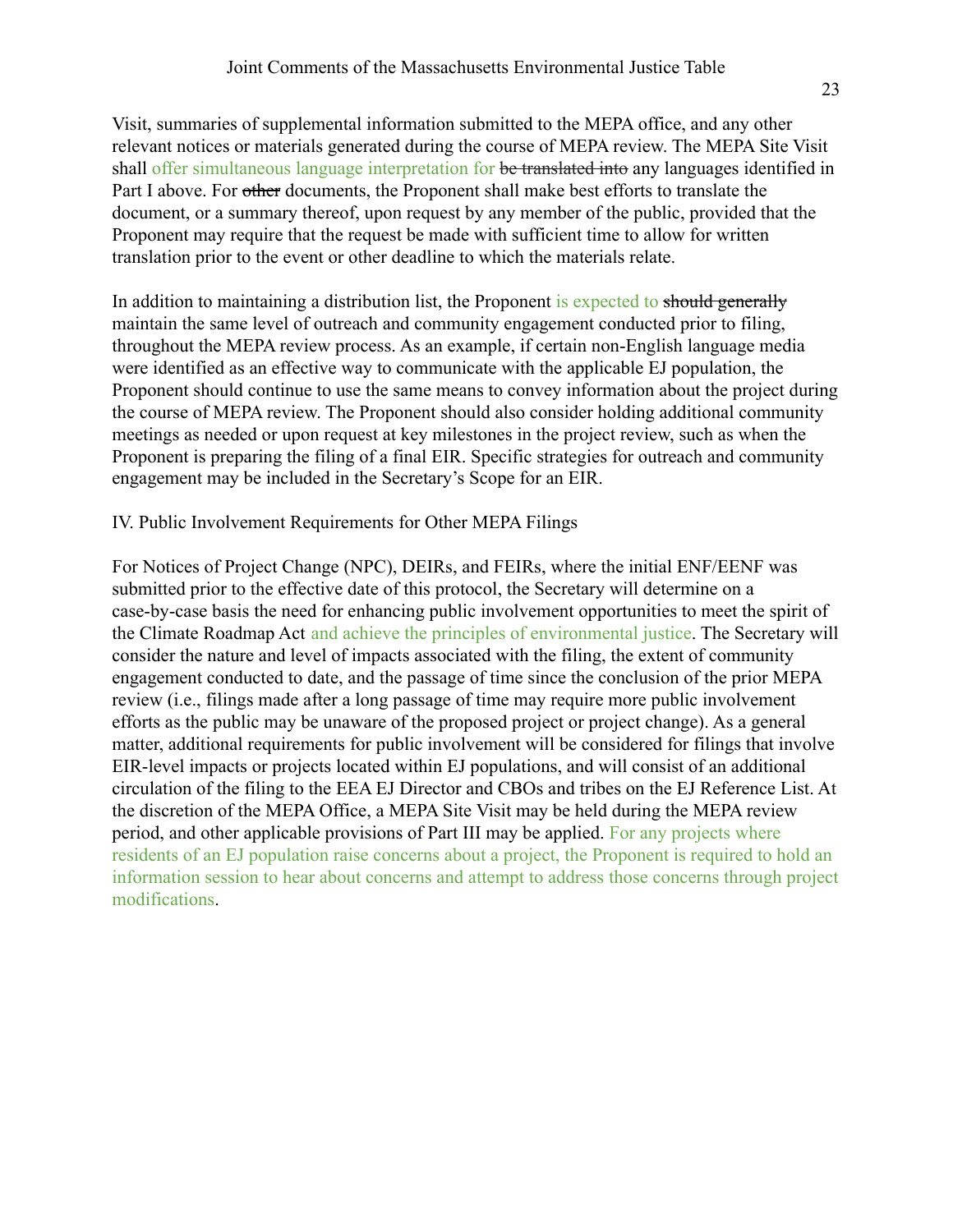Visit, summaries of supplemental information submitted to the MEPA office, and any other relevant notices or materials generated during the course of MEPA review. The MEPA Site Visit shall offer simultaneous language interpretation for ~~be translated into~~ any languages identified in Part I above. For ~~other~~ documents, the Proponent shall make best efforts to translate the document, or a summary thereof, upon request by any member of the public, provided that the Proponent may require that the request be made with sufficient time to allow for written translation prior to the event or other deadline to which the materials relate.

In addition to maintaining a distribution list, the Proponent is expected to ~~should generally~~ maintain the same level of outreach and community engagement conducted prior to filing, throughout the MEPA review process. As an example, if certain non-English language media were identified as an effective way to communicate with the applicable EJ population, the Proponent should continue to use the same means to convey information about the project during the course of MEPA review. The Proponent should also consider holding additional community meetings as needed or upon request at key milestones in the project review, such as when the Proponent is preparing the filing of a final EIR. Specific strategies for outreach and community engagement may be included in the Secretary's Scope for an EIR.

IV. Public Involvement Requirements for Other MEPA Filings

For Notices of Project Change (NPC), DEIRs, and FEIRs, where the initial ENF/EENF was submitted prior to the effective date of this protocol, the Secretary will determine on a case-by-case basis the need for enhancing public involvement opportunities to meet the spirit of the Climate Roadmap Act and achieve the principles of environmental justice. The Secretary will consider the nature and level of impacts associated with the filing, the extent of community engagement conducted to date, and the passage of time since the conclusion of the prior MEPA review (i.e., filings made after a long passage of time may require more public involvement efforts as the public may be unaware of the proposed project or project change). As a general matter, additional requirements for public involvement will be considered for filings that involve EIR-level impacts or projects located within EJ populations, and will consist of an additional circulation of the filing to the EEA EJ Director and CBOs and tribes on the EJ Reference List. At the discretion of the MEPA Office, a MEPA Site Visit may be held during the MEPA review period, and other applicable provisions of Part III may be applied. For any projects where residents of an EJ population raise concerns about a project, the Proponent is required to hold an information session to hear about concerns and attempt to address those concerns through project modifications.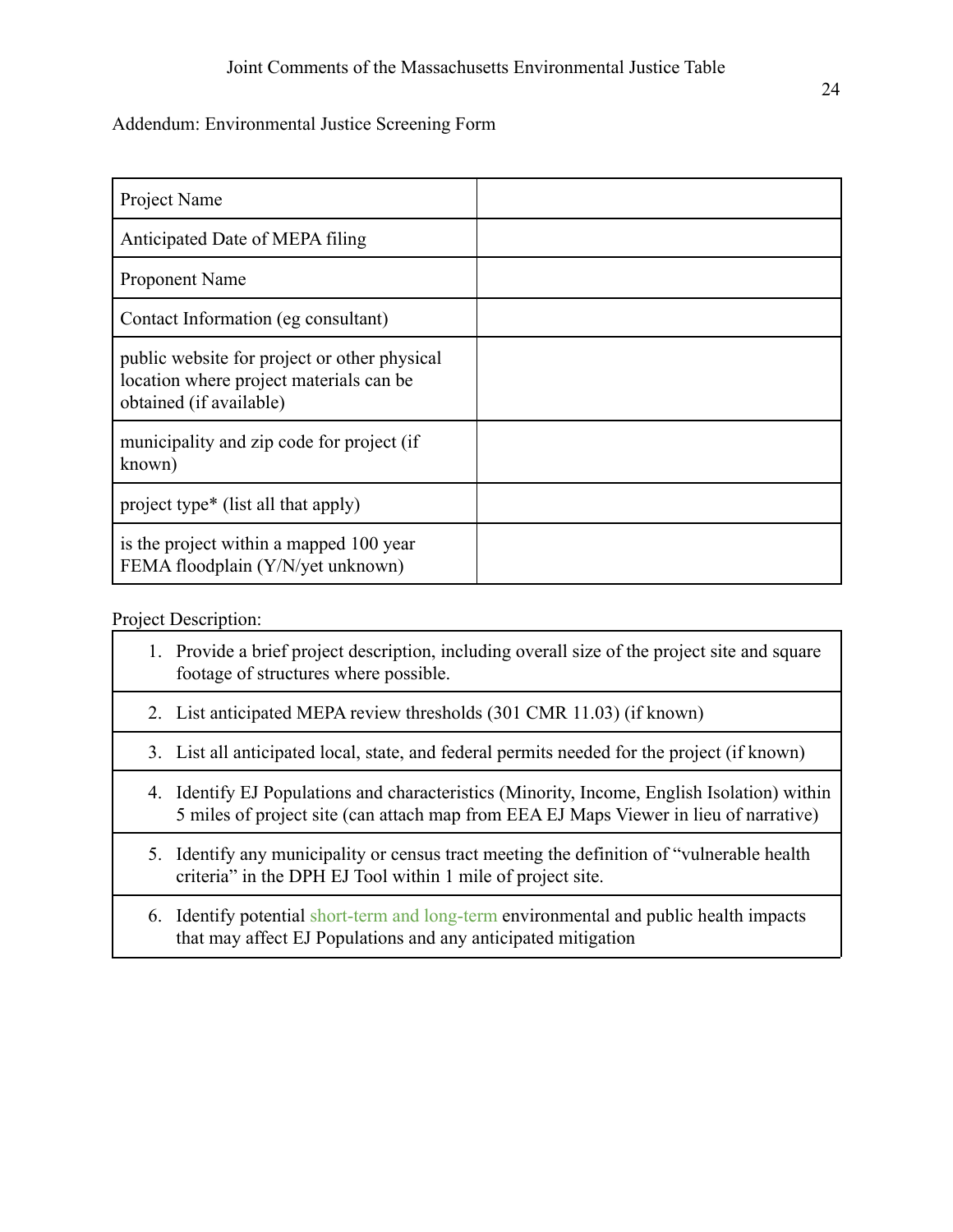Addendum: Environmental Justice Screening Form

| Project Name | |
|---|---|
| Anticipated Date of MEPA filing | |
| Proponent Name | |
| Contact Information (eg consultant) | |
| public website for project or other physical location where project materials can be obtained (if available) | |
| municipality and zip code for project (if known) | |
| project type* (list all that apply) | |
| is the project within a mapped 100 year FEMA floodplain (Y/N/yet unknown) | |

Project Description:

1. Provide a brief project description, including overall size of the project site and square footage of structures where possible.
2. List anticipated MEPA review thresholds (301 CMR 11.03) (if known)
3. List all anticipated local, state, and federal permits needed for the project (if known)
4. Identify EJ Populations and characteristics (Minority, Income, English Isolation) within 5 miles of project site (can attach map from EEA EJ Maps Viewer in lieu of narrative)
5. Identify any municipality or census tract meeting the definition of "vulnerable health criteria" in the DPH EJ Tool within 1 mile of project site.
6. Identify potential short-term and long-term environmental and public health impacts that may affect EJ Populations and any anticipated mitigation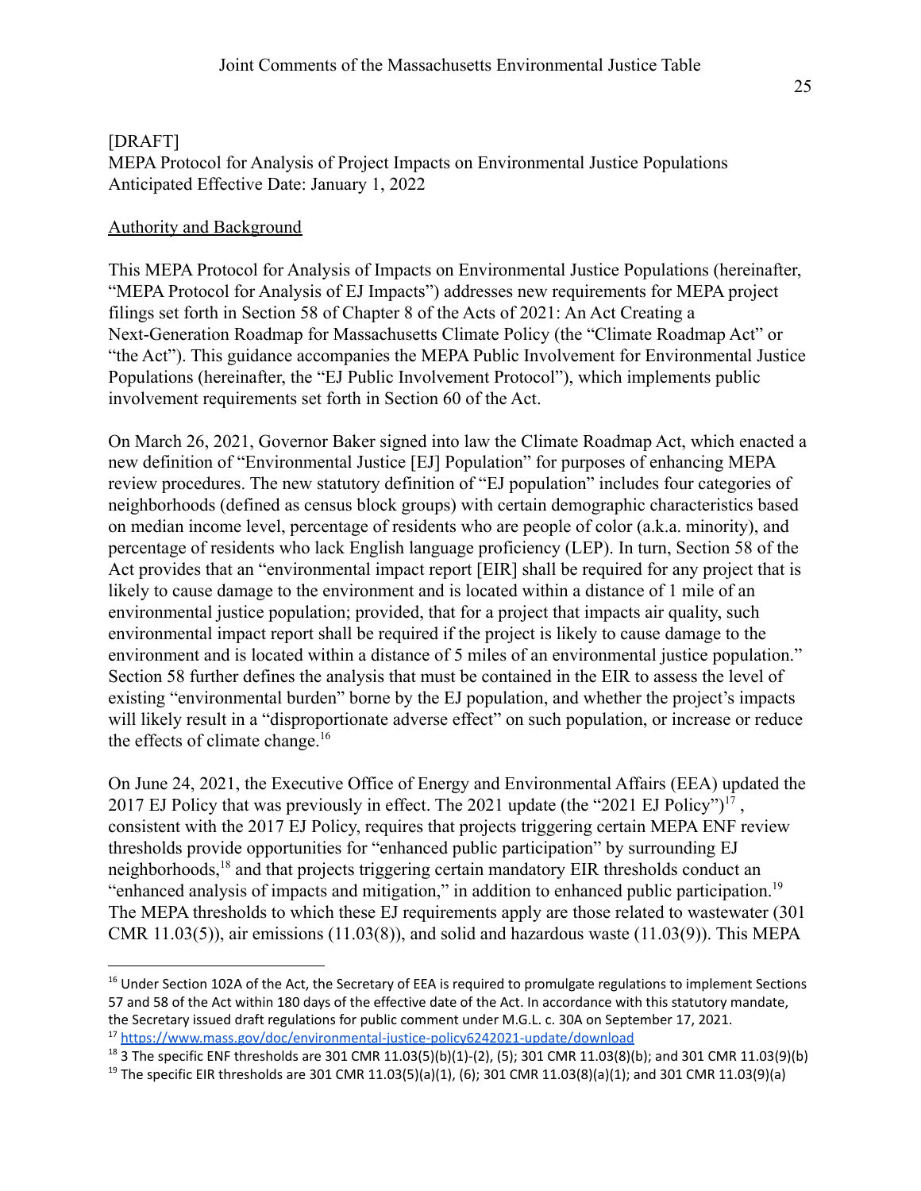[DRAFT]
MEPA Protocol for Analysis of Project Impacts on Environmental Justice Populations
Anticipated Effective Date: January 1, 2022

Authority and Background

This MEPA Protocol for Analysis of Impacts on Environmental Justice Populations (hereinafter, "MEPA Protocol for Analysis of EJ Impacts") addresses new requirements for MEPA project filings set forth in Section 58 of Chapter 8 of the Acts of 2021: An Act Creating a Next-Generation Roadmap for Massachusetts Climate Policy (the "Climate Roadmap Act" or "the Act"). This guidance accompanies the MEPA Public Involvement for Environmental Justice Populations (hereinafter, the "EJ Public Involvement Protocol"), which implements public involvement requirements set forth in Section 60 of the Act.

On March 26, 2021, Governor Baker signed into law the Climate Roadmap Act, which enacted a new definition of "Environmental Justice [EJ] Population" for purposes of enhancing MEPA review procedures. The new statutory definition of "EJ population" includes four categories of neighborhoods (defined as census block groups) with certain demographic characteristics based on median income level, percentage of residents who are people of color (a.k.a. minority), and percentage of residents who lack English language proficiency (LEP). In turn, Section 58 of the Act provides that an "environmental impact report [EIR] shall be required for any project that is likely to cause damage to the environment and is located within a distance of 1 mile of an environmental justice population; provided, that for a project that impacts air quality, such environmental impact report shall be required if the project is likely to cause damage to the environment and is located within a distance of 5 miles of an environmental justice population." Section 58 further defines the analysis that must be contained in the EIR to assess the level of existing "environmental burden" borne by the EJ population, and whether the project's impacts will likely result in a "disproportionate adverse effect" on such population, or increase or reduce the effects of climate change.[16]

On June 24, 2021, the Executive Office of Energy and Environmental Affairs (EEA) updated the 2017 EJ Policy that was previously in effect. The 2021 update (the "2021 EJ Policy")[17], consistent with the 2017 EJ Policy, requires that projects triggering certain MEPA ENF review thresholds provide opportunities for "enhanced public participation" by surrounding EJ neighborhoods,[18] and that projects triggering certain mandatory EIR thresholds conduct an "enhanced analysis of impacts and mitigation," in addition to enhanced public participation.[19] The MEPA thresholds to which these EJ requirements apply are those related to wastewater (301 CMR 11.03(5)), air emissions (11.03(8)), and solid and hazardous waste (11.03(9)). This MEPA

---

[16] Under Section 102A of the Act, the Secretary of EEA is required to promulgate regulations to implement Sections 57 and 58 of the Act within 180 days of the effective date of the Act. In accordance with this statutory mandate, the Secretary issued draft regulations for public comment under M.G.L. c. 30A on September 17, 2021.

[17] https://www.mass.gov/doc/environmental-justice-policy6242021-update/download

[18] 3 The specific ENF thresholds are 301 CMR 11.03(5)(b)(1)-(2), (5); 301 CMR 11.03(8)(b); and 301 CMR 11.03(9)(b)

[19] The specific EIR thresholds are 301 CMR 11.03(5)(a)(1), (6); 301 CMR 11.03(8)(a)(1); and 301 CMR 11.03(9)(a)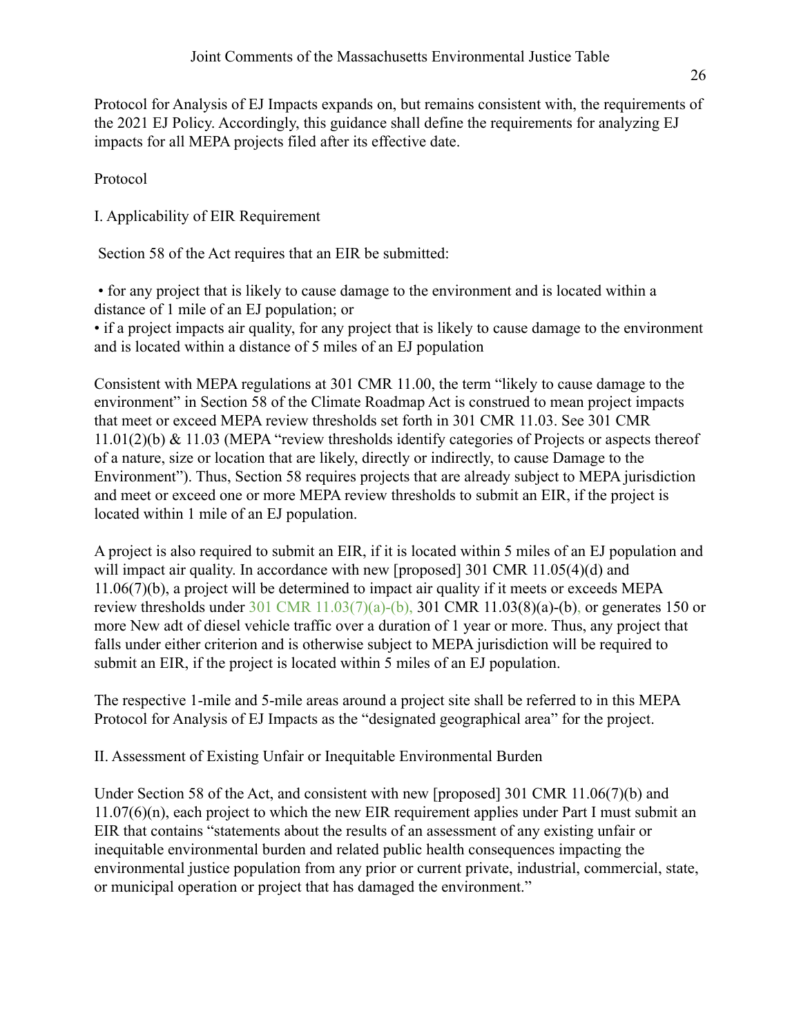Protocol for Analysis of EJ Impacts expands on, but remains consistent with, the requirements of the 2021 EJ Policy. Accordingly, this guidance shall define the requirements for analyzing EJ impacts for all MEPA projects filed after its effective date.

Protocol

I. Applicability of EIR Requirement

Section 58 of the Act requires that an EIR be submitted:

- for any project that is likely to cause damage to the environment and is located within a distance of 1 mile of an EJ population; or
- if a project impacts air quality, for any project that is likely to cause damage to the environment and is located within a distance of 5 miles of an EJ population

Consistent with MEPA regulations at 301 CMR 11.00, the term "likely to cause damage to the environment" in Section 58 of the Climate Roadmap Act is construed to mean project impacts that meet or exceed MEPA review thresholds set forth in 301 CMR 11.03. See 301 CMR 11.01(2)(b) & 11.03 (MEPA "review thresholds identify categories of Projects or aspects thereof of a nature, size or location that are likely, directly or indirectly, to cause Damage to the Environment"). Thus, Section 58 requires projects that are already subject to MEPA jurisdiction and meet or exceed one or more MEPA review thresholds to submit an EIR, if the project is located within 1 mile of an EJ population.

A project is also required to submit an EIR, if it is located within 5 miles of an EJ population and will impact air quality. In accordance with new [proposed] 301 CMR 11.05(4)(d) and 11.06(7)(b), a project will be determined to impact air quality if it meets or exceeds MEPA review thresholds under 301 CMR 11.03(7)(a)-(b), 301 CMR 11.03(8)(a)-(b), or generates 150 or more New adt of diesel vehicle traffic over a duration of 1 year or more. Thus, any project that falls under either criterion and is otherwise subject to MEPA jurisdiction will be required to submit an EIR, if the project is located within 5 miles of an EJ population.

The respective 1-mile and 5-mile areas around a project site shall be referred to in this MEPA Protocol for Analysis of EJ Impacts as the "designated geographical area" for the project.

II. Assessment of Existing Unfair or Inequitable Environmental Burden

Under Section 58 of the Act, and consistent with new [proposed] 301 CMR 11.06(7)(b) and 11.07(6)(n), each project to which the new EIR requirement applies under Part I must submit an EIR that contains "statements about the results of an assessment of any existing unfair or inequitable environmental burden and related public health consequences impacting the environmental justice population from any prior or current private, industrial, commercial, state, or municipal operation or project that has damaged the environment."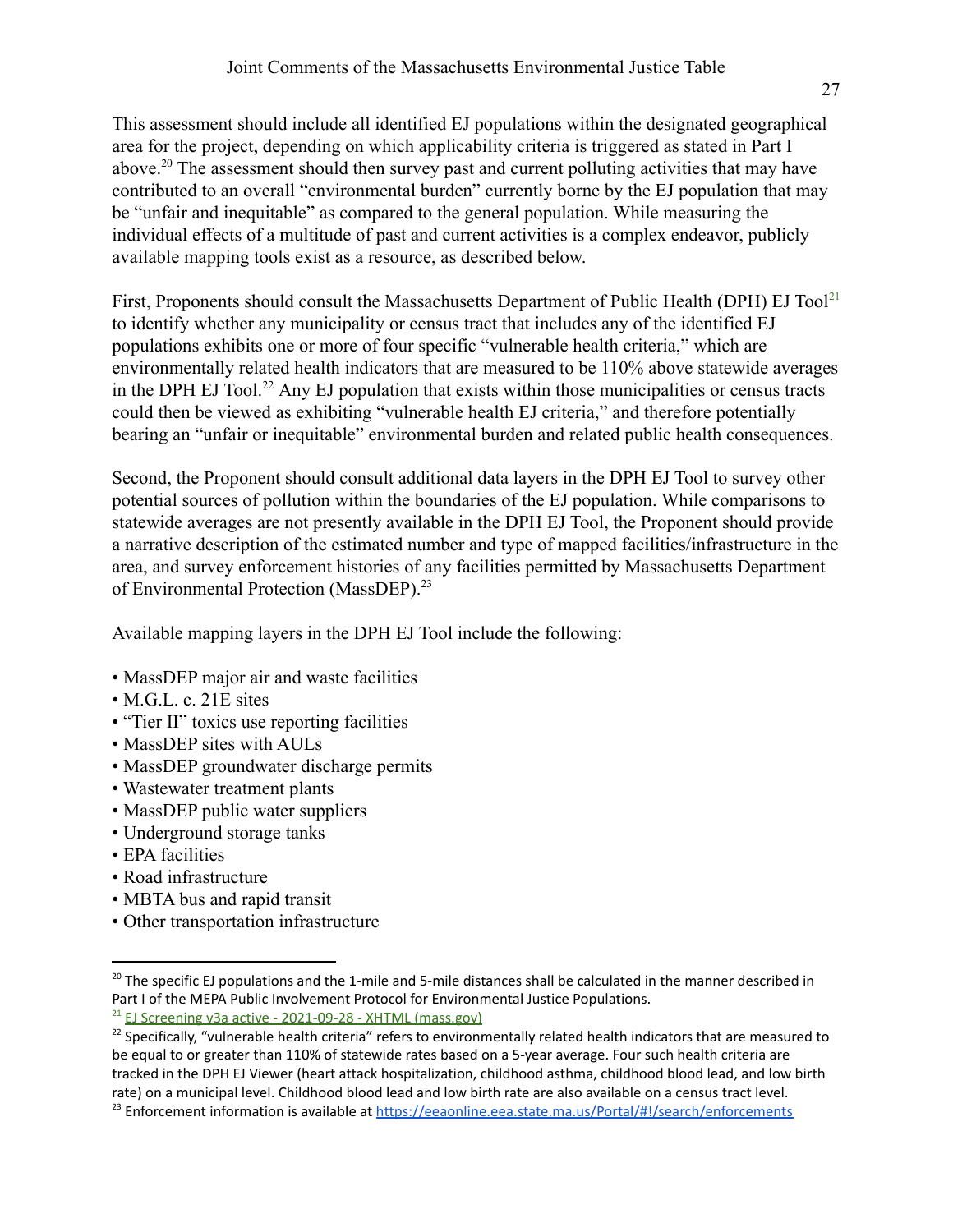This assessment should include all identified EJ populations within the designated geographical area for the project, depending on which applicability criteria is triggered as stated in Part I above.[20] The assessment should then survey past and current polluting activities that may have contributed to an overall "environmental burden" currently borne by the EJ population that may be "unfair and inequitable" as compared to the general population. While measuring the individual effects of a multitude of past and current activities is a complex endeavor, publicly available mapping tools exist as a resource, as described below.

First, Proponents should consult the Massachusetts Department of Public Health (DPH) EJ Tool[21] to identify whether any municipality or census tract that includes any of the identified EJ populations exhibits one or more of four specific "vulnerable health criteria," which are environmentally related health indicators that are measured to be 110% above statewide averages in the DPH EJ Tool.[22] Any EJ population that exists within those municipalities or census tracts could then be viewed as exhibiting "vulnerable health EJ criteria," and therefore potentially bearing an "unfair or inequitable" environmental burden and related public health consequences.

Second, the Proponent should consult additional data layers in the DPH EJ Tool to survey other potential sources of pollution within the boundaries of the EJ population. While comparisons to statewide averages are not presently available in the DPH EJ Tool, the Proponent should provide a narrative description of the estimated number and type of mapped facilities/infrastructure in the area, and survey enforcement histories of any facilities permitted by Massachusetts Department of Environmental Protection (MassDEP).[23]

Available mapping layers in the DPH EJ Tool include the following:

- MassDEP major air and waste facilities
- M.G.L. c. 21E sites
- "Tier II" toxics use reporting facilities
- MassDEP sites with AULs
- MassDEP groundwater discharge permits
- Wastewater treatment plants
- MassDEP public water suppliers
- Underground storage tanks
- EPA facilities
- Road infrastructure
- MBTA bus and rapid transit
- Other transportation infrastructure

---

[20] The specific EJ populations and the 1-mile and 5-mile distances shall be calculated in the manner described in Part I of the MEPA Public Involvement Protocol for Environmental Justice Populations.

[21] EJ Screening v3a active - 2021-09-28 - XHTML (mass.gov)

[22] Specifically, "vulnerable health criteria" refers to environmentally related health indicators that are measured to be equal to or greater than 110% of statewide rates based on a 5-year average. Four such health criteria are tracked in the DPH EJ Viewer (heart attack hospitalization, childhood asthma, childhood blood lead, and low birth rate) on a municipal level. Childhood blood lead and low birth rate are also available on a census tract level.

[23] Enforcement information is available at https://eeaonline.eea.state.ma.us/Portal/#!/search/enforcements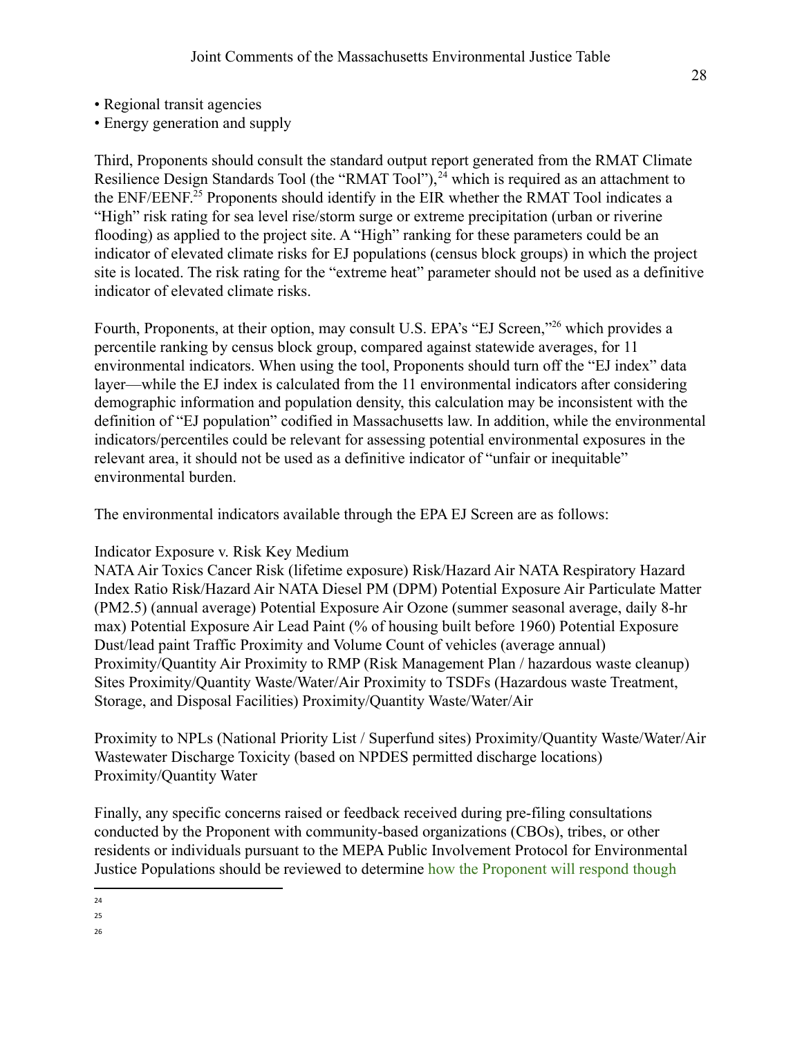• Regional transit agencies
• Energy generation and supply

Third, Proponents should consult the standard output report generated from the RMAT Climate Resilience Design Standards Tool (the "RMAT Tool"),[24] which is required as an attachment to the ENF/EENF.[25] Proponents should identify in the EIR whether the RMAT Tool indicates a "High" risk rating for sea level rise/storm surge or extreme precipitation (urban or riverine flooding) as applied to the project site. A "High" ranking for these parameters could be an indicator of elevated climate risks for EJ populations (census block groups) in which the project site is located. The risk rating for the "extreme heat" parameter should not be used as a definitive indicator of elevated climate risks.

Fourth, Proponents, at their option, may consult U.S. EPA's "EJ Screen,"[26] which provides a percentile ranking by census block group, compared against statewide averages, for 11 environmental indicators. When using the tool, Proponents should turn off the "EJ index" data layer—while the EJ index is calculated from the 11 environmental indicators after considering demographic information and population density, this calculation may be inconsistent with the definition of "EJ population" codified in Massachusetts law. In addition, while the environmental indicators/percentiles could be relevant for assessing potential environmental exposures in the relevant area, it should not be used as a definitive indicator of "unfair or inequitable" environmental burden.

The environmental indicators available through the EPA EJ Screen are as follows:

Indicator Exposure v. Risk Key Medium
NATA Air Toxics Cancer Risk (lifetime exposure) Risk/Hazard Air NATA Respiratory Hazard Index Ratio Risk/Hazard Air NATA Diesel PM (DPM) Potential Exposure Air Particulate Matter (PM2.5) (annual average) Potential Exposure Air Ozone (summer seasonal average, daily 8-hr max) Potential Exposure Air Lead Paint (% of housing built before 1960) Potential Exposure Dust/lead paint Traffic Proximity and Volume Count of vehicles (average annual) Proximity/Quantity Air Proximity to RMP (Risk Management Plan / hazardous waste cleanup) Sites Proximity/Quantity Waste/Water/Air Proximity to TSDFs (Hazardous waste Treatment, Storage, and Disposal Facilities) Proximity/Quantity Waste/Water/Air

Proximity to NPLs (National Priority List / Superfund sites) Proximity/Quantity Waste/Water/Air Wastewater Discharge Toxicity (based on NPDES permitted discharge locations) Proximity/Quantity Water

Finally, any specific concerns raised or feedback received during pre-filing consultations conducted by the Proponent with community-based organizations (CBOs), tribes, or other residents or individuals pursuant to the MEPA Public Involvement Protocol for Environmental Justice Populations should be reviewed to determine how the Proponent will respond though

---

[24]

[25]

[26]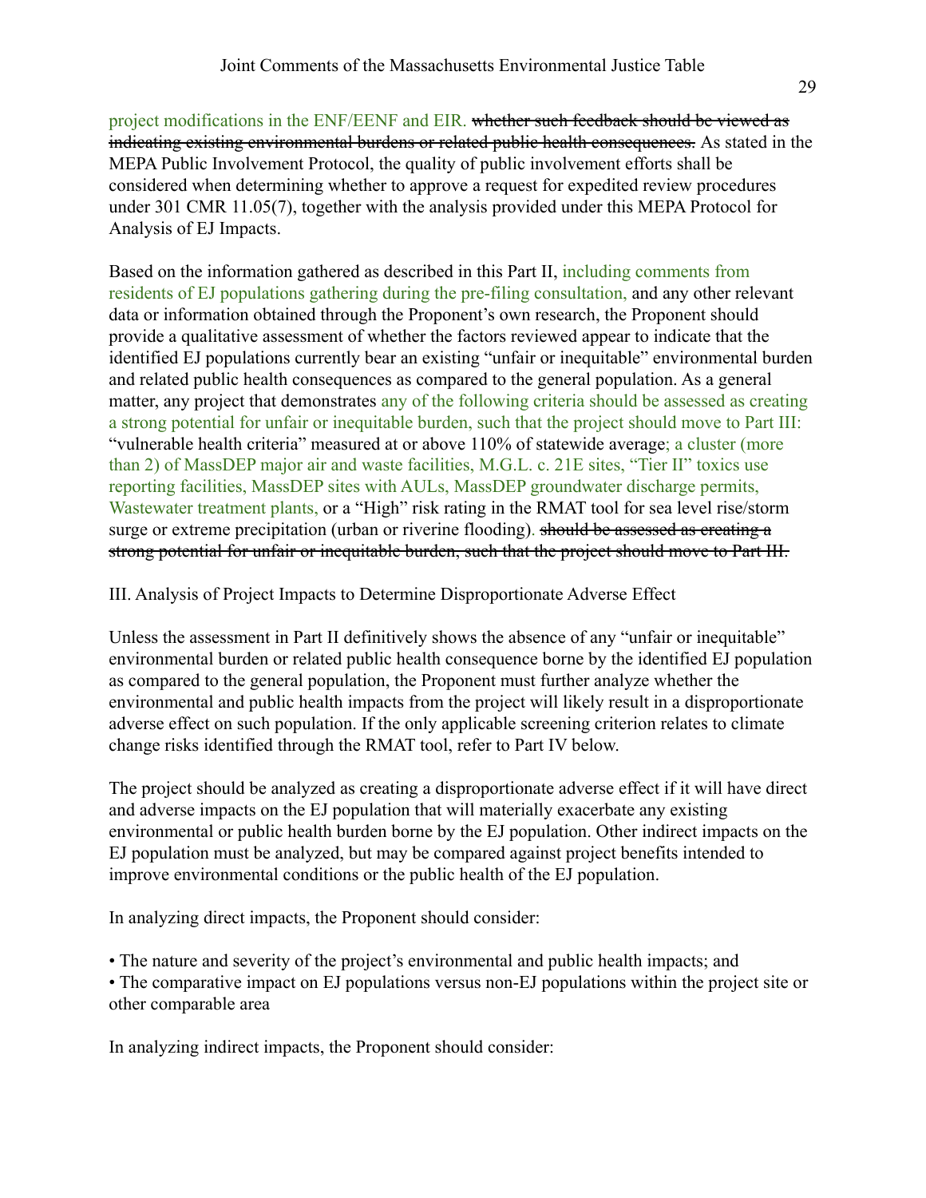project modifications in the ENF/EENF and EIR. ~~whether such feedback should be viewed as indicating existing environmental burdens or related public health consequences.~~ As stated in the MEPA Public Involvement Protocol, the quality of public involvement efforts shall be considered when determining whether to approve a request for expedited review procedures under 301 CMR 11.05(7), together with the analysis provided under this MEPA Protocol for Analysis of EJ Impacts.

Based on the information gathered as described in this Part II, including comments from residents of EJ populations gathering during the pre-filing consultation, and any other relevant data or information obtained through the Proponent's own research, the Proponent should provide a qualitative assessment of whether the factors reviewed appear to indicate that the identified EJ populations currently bear an existing "unfair or inequitable" environmental burden and related public health consequences as compared to the general population. As a general matter, any project that demonstrates any of the following criteria should be assessed as creating a strong potential for unfair or inequitable burden, such that the project should move to Part III: "vulnerable health criteria" measured at or above 110% of statewide average; a cluster (more than 2) of MassDEP major air and waste facilities, M.G.L. c. 21E sites, "Tier II" toxics use reporting facilities, MassDEP sites with AULs, MassDEP groundwater discharge permits, Wastewater treatment plants, or a "High" risk rating in the RMAT tool for sea level rise/storm surge or extreme precipitation (urban or riverine flooding). ~~should be assessed as creating a strong potential for unfair or inequitable burden, such that the project should move to Part III.~~

III. Analysis of Project Impacts to Determine Disproportionate Adverse Effect

Unless the assessment in Part II definitively shows the absence of any "unfair or inequitable" environmental burden or related public health consequence borne by the identified EJ population as compared to the general population, the Proponent must further analyze whether the environmental and public health impacts from the project will likely result in a disproportionate adverse effect on such population. If the only applicable screening criterion relates to climate change risks identified through the RMAT tool, refer to Part IV below.

The project should be analyzed as creating a disproportionate adverse effect if it will have direct and adverse impacts on the EJ population that will materially exacerbate any existing environmental or public health burden borne by the EJ population. Other indirect impacts on the EJ population must be analyzed, but may be compared against project benefits intended to improve environmental conditions or the public health of the EJ population.

In analyzing direct impacts, the Proponent should consider:

- The nature and severity of the project's environmental and public health impacts; and
- The comparative impact on EJ populations versus non-EJ populations within the project site or other comparable area

In analyzing indirect impacts, the Proponent should consider: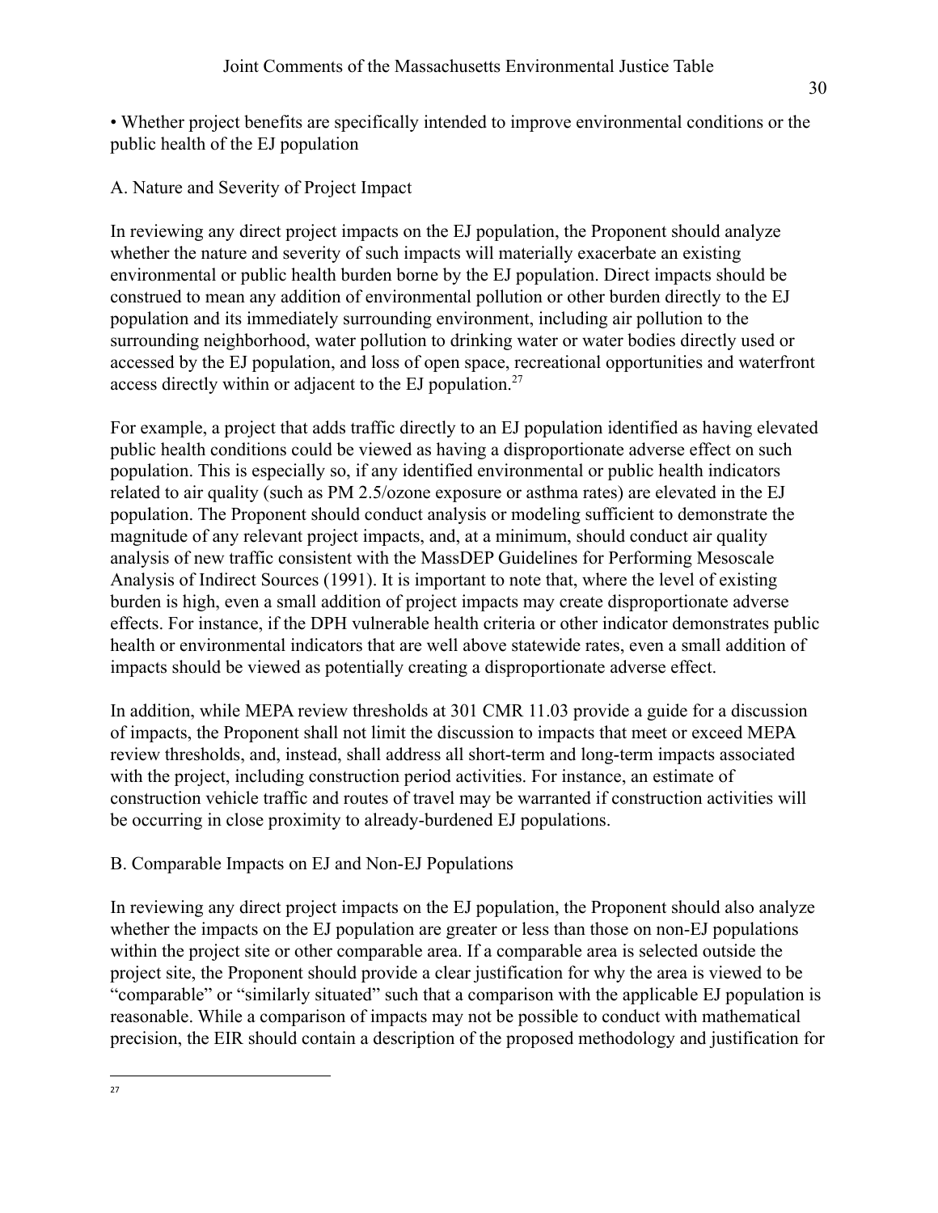• Whether project benefits are specifically intended to improve environmental conditions or the public health of the EJ population

A. Nature and Severity of Project Impact

In reviewing any direct project impacts on the EJ population, the Proponent should analyze whether the nature and severity of such impacts will materially exacerbate an existing environmental or public health burden borne by the EJ population. Direct impacts should be construed to mean any addition of environmental pollution or other burden directly to the EJ population and its immediately surrounding environment, including air pollution to the surrounding neighborhood, water pollution to drinking water or water bodies directly used or accessed by the EJ population, and loss of open space, recreational opportunities and waterfront access directly within or adjacent to the EJ population.[27]

For example, a project that adds traffic directly to an EJ population identified as having elevated public health conditions could be viewed as having a disproportionate adverse effect on such population. This is especially so, if any identified environmental or public health indicators related to air quality (such as PM 2.5/ozone exposure or asthma rates) are elevated in the EJ population. The Proponent should conduct analysis or modeling sufficient to demonstrate the magnitude of any relevant project impacts, and, at a minimum, should conduct air quality analysis of new traffic consistent with the MassDEP Guidelines for Performing Mesoscale Analysis of Indirect Sources (1991). It is important to note that, where the level of existing burden is high, even a small addition of project impacts may create disproportionate adverse effects. For instance, if the DPH vulnerable health criteria or other indicator demonstrates public health or environmental indicators that are well above statewide rates, even a small addition of impacts should be viewed as potentially creating a disproportionate adverse effect.

In addition, while MEPA review thresholds at 301 CMR 11.03 provide a guide for a discussion of impacts, the Proponent shall not limit the discussion to impacts that meet or exceed MEPA review thresholds, and, instead, shall address all short-term and long-term impacts associated with the project, including construction period activities. For instance, an estimate of construction vehicle traffic and routes of travel may be warranted if construction activities will be occurring in close proximity to already-burdened EJ populations.

B. Comparable Impacts on EJ and Non-EJ Populations

In reviewing any direct project impacts on the EJ population, the Proponent should also analyze whether the impacts on the EJ population are greater or less than those on non-EJ populations within the project site or other comparable area. If a comparable area is selected outside the project site, the Proponent should provide a clear justification for why the area is viewed to be "comparable" or "similarly situated" such that a comparison with the applicable EJ population is reasonable. While a comparison of impacts may not be possible to conduct with mathematical precision, the EIR should contain a description of the proposed methodology and justification for

[27]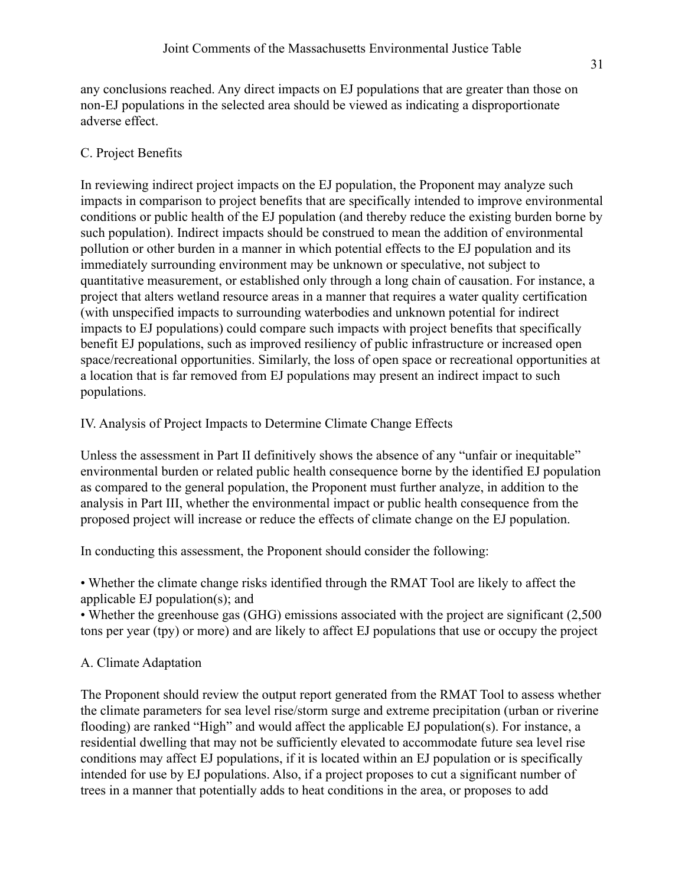any conclusions reached. Any direct impacts on EJ populations that are greater than those on non-EJ populations in the selected area should be viewed as indicating a disproportionate adverse effect.

### C. Project Benefits

In reviewing indirect project impacts on the EJ population, the Proponent may analyze such impacts in comparison to project benefits that are specifically intended to improve environmental conditions or public health of the EJ population (and thereby reduce the existing burden borne by such population). Indirect impacts should be construed to mean the addition of environmental pollution or other burden in a manner in which potential effects to the EJ population and its immediately surrounding environment may be unknown or speculative, not subject to quantitative measurement, or established only through a long chain of causation. For instance, a project that alters wetland resource areas in a manner that requires a water quality certification (with unspecified impacts to surrounding waterbodies and unknown potential for indirect impacts to EJ populations) could compare such impacts with project benefits that specifically benefit EJ populations, such as improved resiliency of public infrastructure or increased open space/recreational opportunities. Similarly, the loss of open space or recreational opportunities at a location that is far removed from EJ populations may present an indirect impact to such populations.

## IV. Analysis of Project Impacts to Determine Climate Change Effects

Unless the assessment in Part II definitively shows the absence of any "unfair or inequitable" environmental burden or related public health consequence borne by the identified EJ population as compared to the general population, the Proponent must further analyze, in addition to the analysis in Part III, whether the environmental impact or public health consequence from the proposed project will increase or reduce the effects of climate change on the EJ population.

In conducting this assessment, the Proponent should consider the following:

- Whether the climate change risks identified through the RMAT Tool are likely to affect the applicable EJ population(s); and
- Whether the greenhouse gas (GHG) emissions associated with the project are significant (2,500 tons per year (tpy) or more) and are likely to affect EJ populations that use or occupy the project

### A. Climate Adaptation

The Proponent should review the output report generated from the RMAT Tool to assess whether the climate parameters for sea level rise/storm surge and extreme precipitation (urban or riverine flooding) are ranked "High" and would affect the applicable EJ population(s). For instance, a residential dwelling that may not be sufficiently elevated to accommodate future sea level rise conditions may affect EJ populations, if it is located within an EJ population or is specifically intended for use by EJ populations. Also, if a project proposes to cut a significant number of trees in a manner that potentially adds to heat conditions in the area, or proposes to add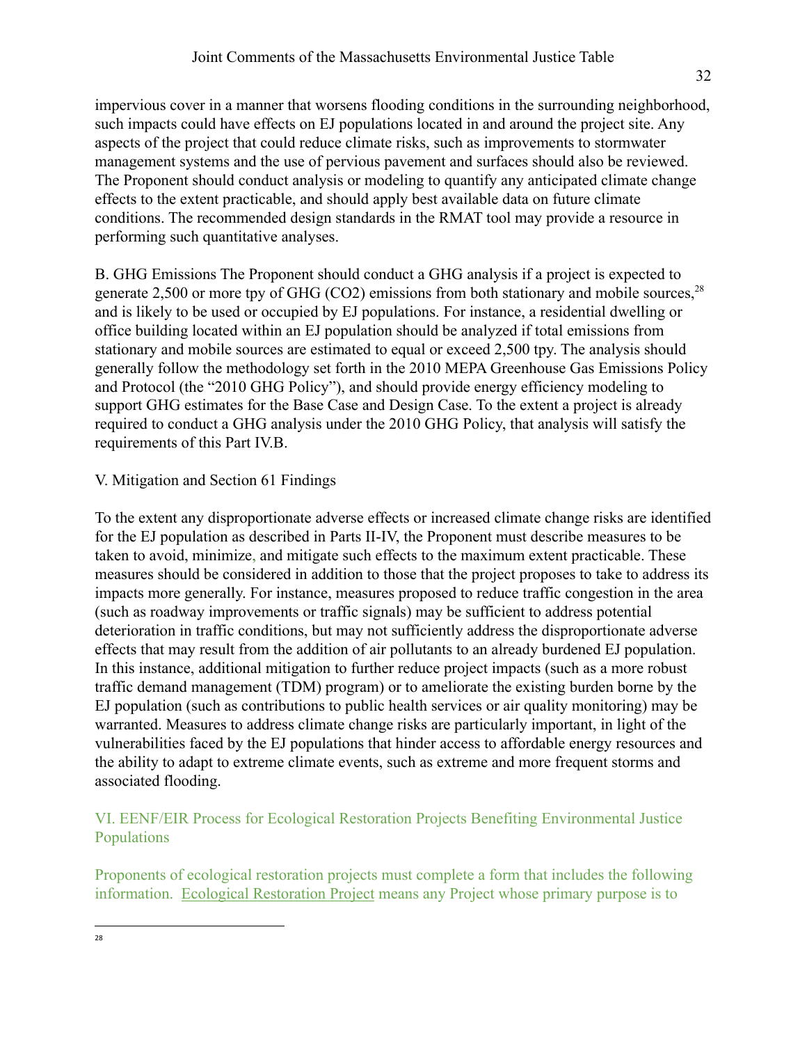impervious cover in a manner that worsens flooding conditions in the surrounding neighborhood, such impacts could have effects on EJ populations located in and around the project site. Any aspects of the project that could reduce climate risks, such as improvements to stormwater management systems and the use of pervious pavement and surfaces should also be reviewed. The Proponent should conduct analysis or modeling to quantify any anticipated climate change effects to the extent practicable, and should apply best available data on future climate conditions. The recommended design standards in the RMAT tool may provide a resource in performing such quantitative analyses.

B. GHG Emissions The Proponent should conduct a GHG analysis if a project is expected to generate 2,500 or more tpy of GHG ($CO_2$) emissions from both stationary and mobile sources,[28] and is likely to be used or occupied by EJ populations. For instance, a residential dwelling or office building located within an EJ population should be analyzed if total emissions from stationary and mobile sources are estimated to equal or exceed 2,500 tpy. The analysis should generally follow the methodology set forth in the 2010 MEPA Greenhouse Gas Emissions Policy and Protocol (the "2010 GHG Policy"), and should provide energy efficiency modeling to support GHG estimates for the Base Case and Design Case. To the extent a project is already required to conduct a GHG analysis under the 2010 GHG Policy, that analysis will satisfy the requirements of this Part IV.B.

V. Mitigation and Section 61 Findings

To the extent any disproportionate adverse effects or increased climate change risks are identified for the EJ population as described in Parts II-IV, the Proponent must describe measures to be taken to avoid, minimize, and mitigate such effects to the maximum extent practicable. These measures should be considered in addition to those that the project proposes to take to address its impacts more generally. For instance, measures proposed to reduce traffic congestion in the area (such as roadway improvements or traffic signals) may be sufficient to address potential deterioration in traffic conditions, but may not sufficiently address the disproportionate adverse effects that may result from the addition of air pollutants to an already burdened EJ population. In this instance, additional mitigation to further reduce project impacts (such as a more robust traffic demand management (TDM) program) or to ameliorate the existing burden borne by the EJ population (such as contributions to public health services or air quality monitoring) may be warranted. Measures to address climate change risks are particularly important, in light of the vulnerabilities faced by the EJ populations that hinder access to affordable energy resources and the ability to adapt to extreme climate events, such as extreme and more frequent storms and associated flooding.

VI. EENF/EIR Process for Ecological Restoration Projects Benefiting Environmental Justice Populations

Proponents of ecological restoration projects must complete a form that includes the following information. Ecological Restoration Project means any Project whose primary purpose is to

[28]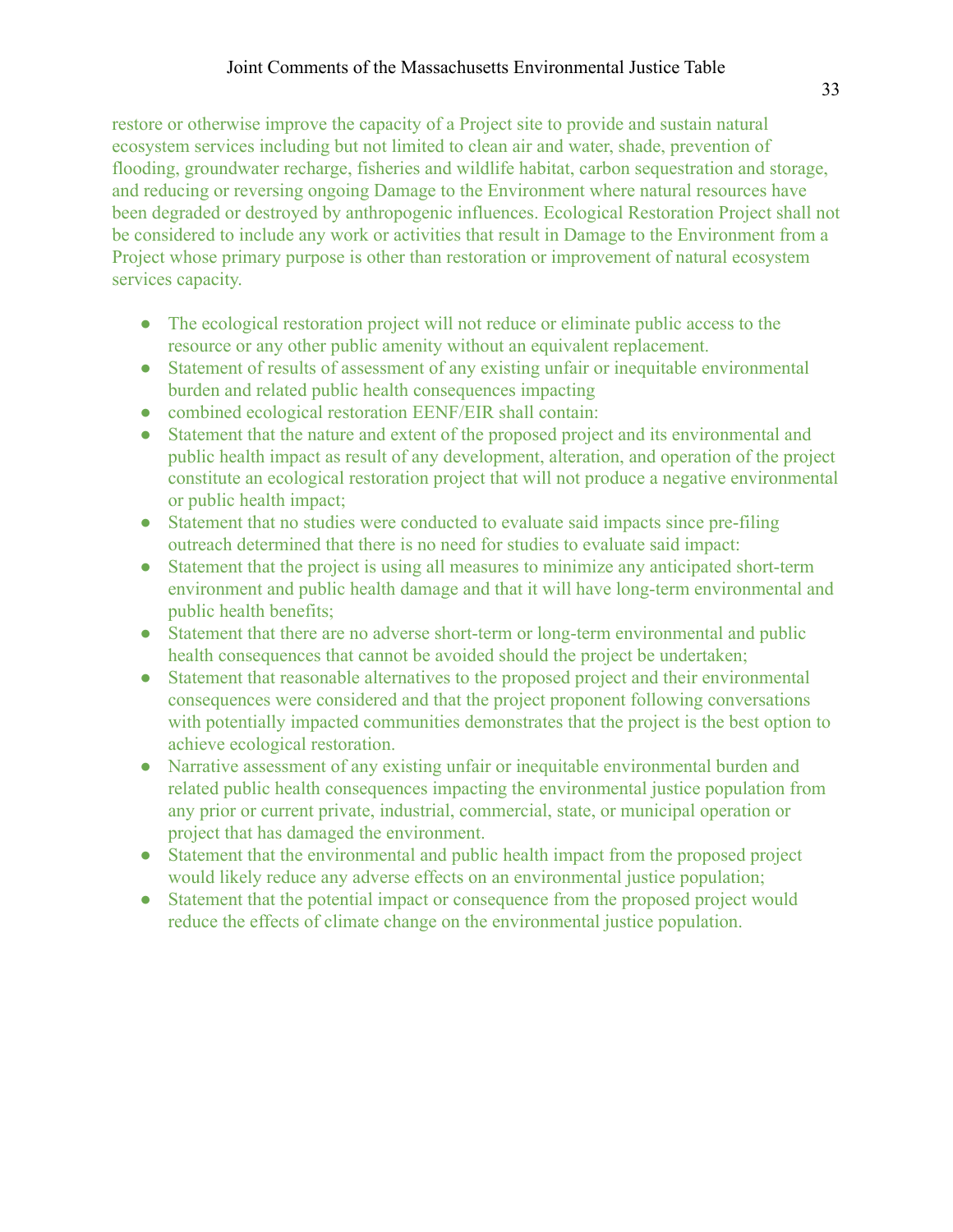restore or otherwise improve the capacity of a Project site to provide and sustain natural ecosystem services including but not limited to clean air and water, shade, prevention of flooding, groundwater recharge, fisheries and wildlife habitat, carbon sequestration and storage, and reducing or reversing ongoing Damage to the Environment where natural resources have been degraded or destroyed by anthropogenic influences. Ecological Restoration Project shall not be considered to include any work or activities that result in Damage to the Environment from a Project whose primary purpose is other than restoration or improvement of natural ecosystem services capacity.

- The ecological restoration project will not reduce or eliminate public access to the resource or any other public amenity without an equivalent replacement.
- Statement of results of assessment of any existing unfair or inequitable environmental burden and related public health consequences impacting
- combined ecological restoration EENF/EIR shall contain:
- Statement that the nature and extent of the proposed project and its environmental and public health impact as result of any development, alteration, and operation of the project constitute an ecological restoration project that will not produce a negative environmental or public health impact;
- Statement that no studies were conducted to evaluate said impacts since pre-filing outreach determined that there is no need for studies to evaluate said impact:
- Statement that the project is using all measures to minimize any anticipated short-term environment and public health damage and that it will have long-term environmental and public health benefits;
- Statement that there are no adverse short-term or long-term environmental and public health consequences that cannot be avoided should the project be undertaken;
- Statement that reasonable alternatives to the proposed project and their environmental consequences were considered and that the project proponent following conversations with potentially impacted communities demonstrates that the project is the best option to achieve ecological restoration.
- Narrative assessment of any existing unfair or inequitable environmental burden and related public health consequences impacting the environmental justice population from any prior or current private, industrial, commercial, state, or municipal operation or project that has damaged the environment.
- Statement that the environmental and public health impact from the proposed project would likely reduce any adverse effects on an environmental justice population;
- Statement that the potential impact or consequence from the proposed project would reduce the effects of climate change on the environmental justice population.